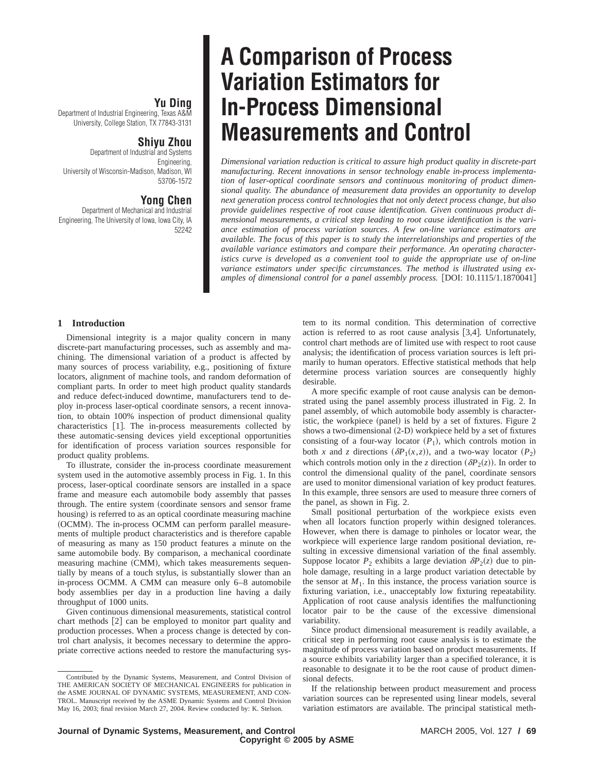# A Comparison of Process Variation Estimators for In-Process Dimensional Measurements and Control

**Yu Ding**
Department of Industrial Engineering, Texas A&M University, College Station, TX 77843-3131

**Shiyu Zhou**
Department of Industrial and Systems Engineering, University of Wisconsin-Madison, Madison, WI 53706-1572

**Yong Chen**
Department of Mechanical and Industrial Engineering, The University of Iowa, Iowa City, IA 52242

*Dimensional variation reduction is critical to assure high product quality in discrete-part manufacturing. Recent innovations in sensor technology enable in-process implementation of laser-optical coordinate sensors and continuous monitoring of product dimensional quality. The abundance of measurement data provides an opportunity to develop next generation process control technologies that not only detect process change, but also provide guidelines respective of root cause identification. Given continuous product dimensional measurements, a critical step leading to root cause identification is the variance estimation of process variation sources. A few on-line variance estimators are available. The focus of this paper is to study the interrelationships and properties of the available variance estimators and compare their performance. An operating characteristics curve is developed as a convenient tool to guide the appropriate use of on-line variance estimators under specific circumstances. The method is illustrated using examples of dimensional control for a panel assembly process.* [DOI: 10.1115/1.1870041]

## 1 Introduction

Dimensional integrity is a major quality concern in many discrete-part manufacturing processes, such as assembly and machining. The dimensional variation of a product is affected by many sources of process variability, e.g., positioning of fixture locators, alignment of machine tools, and random deformation of compliant parts. In order to meet high product quality standards and reduce defect-induced downtime, manufacturers tend to deploy in-process laser-optical coordinate sensors, a recent innovation, to obtain 100% inspection of product dimensional quality characteristics [1]. The in-process measurements collected by these automatic-sensing devices yield exceptional opportunities for identification of process variation sources responsible for product quality problems.

To illustrate, consider the in-process coordinate measurement system used in the automotive assembly process in Fig. 1. In this process, laser-optical coordinate sensors are installed in a space frame and measure each automobile body assembly that passes through. The entire system (coordinate sensors and sensor frame housing) is referred to as an optical coordinate measuring machine (OCMM). The in-process OCMM can perform parallel measurements of multiple product characteristics and is therefore capable of measuring as many as 150 product features a minute on the same automobile body. By comparison, a mechanical coordinate measuring machine (CMM), which takes measurements sequentially by means of a touch stylus, is substantially slower than an in-process OCMM. A CMM can measure only 6–8 automobile body assemblies per day in a production line having a daily throughput of 1000 units.

Given continuous dimensional measurements, statistical control chart methods [2] can be employed to monitor part quality and production processes. When a process change is detected by control chart analysis, it becomes necessary to determine the appropriate corrective actions needed to restore the manufacturing system to its normal condition. This determination of corrective action is referred to as root cause analysis [3,4]. Unfortunately, control chart methods are of limited use with respect to root cause analysis; the identification of process variation sources is left primarily to human operators. Effective statistical methods that help determine process variation sources are consequently highly desirable.

A more specific example of root cause analysis can be demonstrated using the panel assembly process illustrated in Fig. 2. In panel assembly, of which automobile body assembly is characteristic, the workpiece (panel) is held by a set of fixtures. Figure 2 shows a two-dimensional (2-D) workpiece held by a set of fixtures consisting of a four-way locator ($P_1$), which controls motion in both $x$ and $z$ directions ($\delta P_1(x,z)$), and a two-way locator ($P_2$) which controls motion only in the $z$ direction ($\delta P_2(z)$). In order to control the dimensional quality of the panel, coordinate sensors are used to monitor dimensional variation of key product features. In this example, three sensors are used to measure three corners of the panel, as shown in Fig. 2.

Small positional perturbation of the workpiece exists even when all locators function properly within designed tolerances. However, when there is damage to pinholes or locator wear, the workpiece will experience large random positional deviation, resulting in excessive dimensional variation of the final assembly. Suppose locator $P_2$ exhibits a large deviation $\delta P_2(z)$ due to pinhole damage, resulting in a large product variation detectable by the sensor at $M_1$. In this instance, the process variation source is fixturing variation, i.e., unacceptably low fixturing repeatability. Application of root cause analysis identifies the malfunctioning locator pair to be the cause of the excessive dimensional variability.

Since product dimensional measurement is readily available, a critical step in performing root cause analysis is to estimate the magnitude of process variation based on product measurements. If a source exhibits variability larger than a specified tolerance, it is reasonable to designate it to be the root cause of product dimensional defects.

If the relationship between product measurement and process variation sources can be represented using linear models, several variation estimators are available. The principal statistical meth-

Contributed by the Dynamic Systems, Measurement, and Control Division of THE AMERICAN SOCIETY OF MECHANICAL ENGINEERS for publication in the ASME JOURNAL OF DYNAMIC SYSTEMS, MEASUREMENT, AND CONTROL. Manuscript received by the ASME Dynamic Systems and Control Division May 16, 2003; final revision March 27, 2004. Review conducted by: K. Stelson.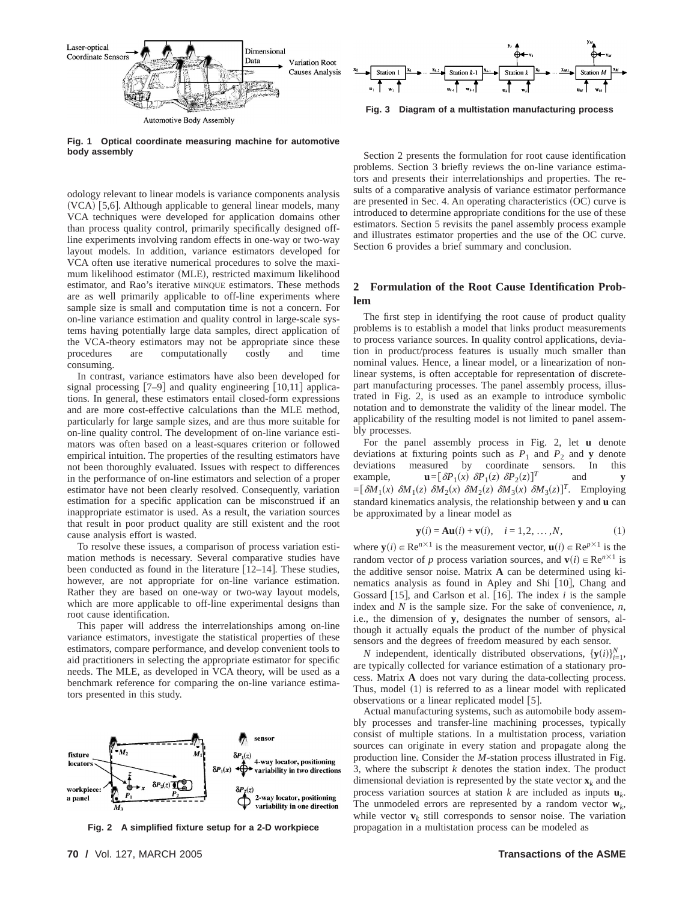Fig. 1 Optical coordinate measuring machine for automotive body assembly

odology relevant to linear models is variance components analysis (VCA) [5,6]. Although applicable to general linear models, many VCA techniques were developed for application domains other than process quality control, primarily specifically designed off-line experiments involving random effects in one-way or two-way layout models. In addition, variance estimators developed for VCA often use iterative numerical procedures to solve the maximum likelihood estimator (MLE), restricted maximum likelihood estimator, and Rao's iterative MINQUE estimators. These methods are as well primarily applicable to off-line experiments where sample size is small and computation time is not a concern. For on-line variance estimation and quality control in large-scale systems having potentially large data samples, direct application of the VCA-theory estimators may not be appropriate since these procedures are computationally costly and time consuming.

In contrast, variance estimators have also been developed for signal processing [7–9] and quality engineering [10,11] applications. In general, these estimators entail closed-form expressions and are more cost-effective calculations than the MLE method, particularly for large sample sizes, and are thus more suitable for on-line quality control. The development of on-line variance estimators was often based on a least-squares criterion or followed empirical intuition. The properties of the resulting estimators have not been thoroughly evaluated. Issues with respect to differences in the performance of on-line estimators and selection of a proper estimator have not been clearly resolved. Consequently, variation estimation for a specific application can be misconstrued if an inappropriate estimator is used. As a result, the variation sources that result in poor product quality are still existent and the root cause analysis effort is wasted.

To resolve these issues, a comparison of process variation estimation methods is necessary. Several comparative studies have been conducted as found in the literature [12–14]. These studies, however, are not appropriate for on-line variance estimation. Rather they are based on one-way or two-way layout models, which are more applicable to off-line experimental designs than root cause identification.

This paper will address the interrelationships among on-line variance estimators, investigate the statistical properties of these estimators, compare performance, and develop convenient tools to aid practitioners in selecting the appropriate estimator for specific needs. The MLE, as developed in VCA theory, will be used as a benchmark reference for comparing the on-line variance estimators presented in this study.

Fig. 2 A simplified fixture setup for a 2-D workpiece

Fig. 3 Diagram of a multistation manufacturing process

Section 2 presents the formulation for root cause identification problems. Section 3 briefly reviews the on-line variance estimators and presents their interrelationships and properties. The results of a comparative analysis of variance estimator performance are presented in Sec. 4. An operating characteristics (OC) curve is introduced to determine appropriate conditions for the use of these estimators. Section 5 revisits the panel assembly process example and illustrates estimator properties and the use of the OC curve. Section 6 provides a brief summary and conclusion.

## 2 Formulation of the Root Cause Identification Problem

The first step in identifying the root cause of product quality problems is to establish a model that links product measurements to process variance sources. In quality control applications, deviation in product/process features is usually much smaller than nominal values. Hence, a linear model, or a linearization of nonlinear systems, is often acceptable for representation of discrete-part manufacturing processes. The panel assembly process, illustrated in Fig. 2, is used as an example to introduce symbolic notation and to demonstrate the validity of the linear model. The applicability of the resulting model is not limited to panel assembly processes.

For the panel assembly process in Fig. 2, let $\mathbf{u}$ denote deviations at fixturing points such as $P_1$ and $P_2$ and $\mathbf{y}$ denote deviations measured by coordinate sensors. In this example, $\mathbf{u}=[\delta P_1(x)\ \delta P_1(z)\ \delta P_2(z)]^T$ and $\mathbf{y}=[\delta M_1(x)\ \delta M_1(z)\ \delta M_2(x)\ \delta M_2(z)\ \delta M_3(x)\ \delta M_3(z)]^T$. Employing standard kinematics analysis, the relationship between $\mathbf{y}$ and $\mathbf{u}$ can be approximated by a linear model as

$$\mathbf{y}(i)=\mathbf{A}\mathbf{u}(i)+\mathbf{v}(i), \quad i=1,2,\ldots,N, \tag{1}$$

where $\mathbf{y}(i)\in \mathrm{Re}^{n\times 1}$ is the measurement vector, $\mathbf{u}(i)\in \mathrm{Re}^{p\times 1}$ is the random vector of $p$ process variation sources, and $\mathbf{v}(i)\in \mathrm{Re}^{n\times 1}$ is the additive sensor noise. Matrix $\mathbf{A}$ can be determined using kinematics analysis as found in Apley and Shi [10], Chang and Gossard [15], and Carlson et al. [16]. The index $i$ is the sample index and $N$ is the sample size. For the sake of convenience, $n$, i.e., the dimension of $\mathbf{y}$, designates the number of sensors, although it actually equals the product of the number of physical sensors and the degrees of freedom measured by each sensor.

$N$ independent, identically distributed observations, $\{\mathbf{y}(i)\}_{i=1}^{N}$, are typically collected for variance estimation of a stationary process. Matrix $\mathbf{A}$ does not vary during the data-collecting process. Thus, model (1) is referred to as a linear model with replicated observations or a linear replicated model [5].

Actual manufacturing systems, such as automobile body assembly processes and transfer-line machining processes, typically consist of multiple stations. In a multistation process, variation sources can originate in every station and propagate along the production line. Consider the $M$-station process illustrated in Fig. 3, where the subscript $k$ denotes the station index. The product dimensional deviation is represented by the state vector $\mathbf{x}_k$ and the process variation sources at station $k$ are included as inputs $\mathbf{u}_k$. The unmodeled errors are represented by a random vector $\mathbf{w}_k$, while vector $\mathbf{v}_k$ still corresponds to sensor noise. The variation propagation in a multistation process can be modeled as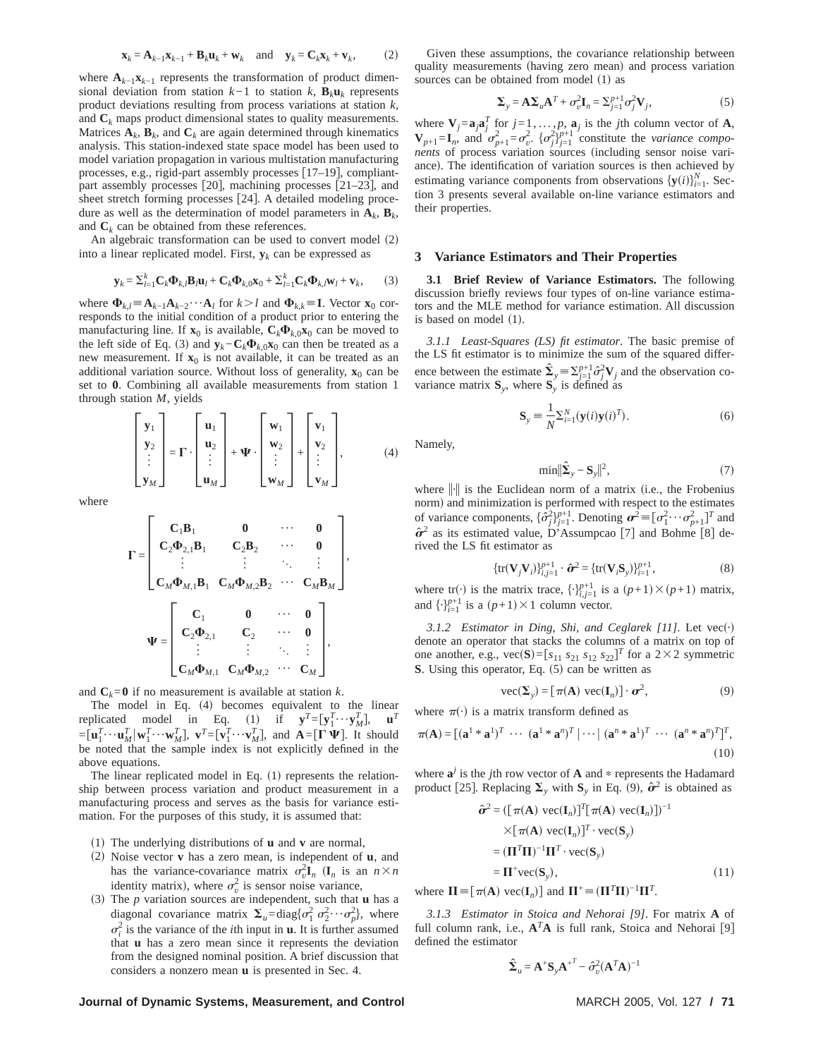$$\mathbf{x}_k = \mathbf{A}_{k-1}\mathbf{x}_{k-1} + \mathbf{B}_k\mathbf{u}_k + \mathbf{w}_k \quad \text{and} \quad \mathbf{y}_k = \mathbf{C}_k\mathbf{x}_k + \mathbf{v}_k, \tag{2}$$

where $\mathbf{A}_{k-1}\mathbf{x}_{k-1}$ represents the transformation of product dimensional deviation from station $k-1$ to station $k$, $\mathbf{B}_k\mathbf{u}_k$ represents product deviations resulting from process variations at station $k$, and $\mathbf{C}_k$ maps product dimensional states to quality measurements. Matrices $\mathbf{A}_k$, $\mathbf{B}_k$, and $\mathbf{C}_k$ are again determined through kinematics analysis. This station-indexed state space model has been used to model variation propagation in various multistation manufacturing processes, e.g., rigid-part assembly processes [17–19], compliant-part assembly processes [20], machining processes [21–23], and sheet stretch forming processes [24]. A detailed modeling procedure as well as the determination of model parameters in $\mathbf{A}_k$, $\mathbf{B}_k$, and $\mathbf{C}_k$ can be obtained from these references.

An algebraic transformation can be used to convert model (2) into a linear replicated model. First, $\mathbf{y}_k$ can be expressed as

$$\mathbf{y}_k = \Sigma_{l=1}^{k}\mathbf{C}_k\mathbf{\Phi}_{k,l}\mathbf{B}_l\mathbf{u}_l + \mathbf{C}_k\mathbf{\Phi}_{k,0}\mathbf{x}_0 + \Sigma_{l=1}^{k}\mathbf{C}_k\mathbf{\Phi}_{k,l}\mathbf{w}_l + \mathbf{v}_k, \tag{3}$$

where $\mathbf{\Phi}_{k,l} \equiv \mathbf{A}_{k-1}\mathbf{A}_{k-2}\cdots\mathbf{A}_l$ for $k>l$ and $\mathbf{\Phi}_{k,k} \equiv \mathbf{I}$. Vector $\mathbf{x}_0$ corresponds to the initial condition of a product prior to entering the manufacturing line. If $\mathbf{x}_0$ is available, $\mathbf{C}_k\mathbf{\Phi}_{k,0}\mathbf{x}_0$ can be moved to the left side of Eq. (3) and $\mathbf{y}_k - \mathbf{C}_k\mathbf{\Phi}_{k,0}\mathbf{x}_0$ can then be treated as a new measurement. If $\mathbf{x}_0$ is not available, it can be treated as an additional variation source. Without loss of generality, $\mathbf{x}_0$ can be set to $\mathbf{0}$. Combining all available measurements from station 1 through station $M$, yields

$$\begin{bmatrix} \mathbf{y}_1 \\ \mathbf{y}_2 \\ \vdots \\ \mathbf{y}_M \end{bmatrix} = \mathbf{\Gamma} \cdot \begin{bmatrix} \mathbf{u}_1 \\ \mathbf{u}_2 \\ \vdots \\ \mathbf{u}_M \end{bmatrix} + \mathbf{\Psi} \cdot \begin{bmatrix} \mathbf{w}_1 \\ \mathbf{w}_2 \\ \vdots \\ \mathbf{w}_M \end{bmatrix} + \begin{bmatrix} \mathbf{v}_1 \\ \mathbf{v}_2 \\ \vdots \\ \mathbf{v}_M \end{bmatrix}, \tag{4}$$

where

$$\mathbf{\Gamma} = \begin{bmatrix} \mathbf{C}_1\mathbf{B}_1 & \mathbf{0} & \cdots & \mathbf{0} \\ \mathbf{C}_2\mathbf{\Phi}_{2,1}\mathbf{B}_1 & \mathbf{C}_2\mathbf{B}_2 & \cdots & \mathbf{0} \\ \vdots & \vdots & \ddots & \vdots \\ \mathbf{C}_M\mathbf{\Phi}_{M,1}\mathbf{B}_1 & \mathbf{C}_M\mathbf{\Phi}_{M,2}\mathbf{B}_2 & \cdots & \mathbf{C}_M\mathbf{B}_M \end{bmatrix},$$

$$\mathbf{\Psi} = \begin{bmatrix} \mathbf{C}_1 & \mathbf{0} & \cdots & \mathbf{0} \\ \mathbf{C}_2\mathbf{\Phi}_{2,1} & \mathbf{C}_2 & \cdots & \mathbf{0} \\ \vdots & \vdots & \ddots & \vdots \\ \mathbf{C}_M\mathbf{\Phi}_{M,1} & \mathbf{C}_M\mathbf{\Phi}_{M,2} & \cdots & \mathbf{C}_M \end{bmatrix},$$

and $\mathbf{C}_k = \mathbf{0}$ if no measurement is available at station $k$.

The model in Eq. (4) becomes equivalent to the linear replicated model in Eq. (1) if $\mathbf{y}^T = [\mathbf{y}_1^T \cdots \mathbf{y}_M^T]$, $\mathbf{u}^T = [\mathbf{u}_1^T \cdots \mathbf{u}_M^T | \mathbf{w}_1^T \cdots \mathbf{w}_M^T]$, $\mathbf{v}^T = [\mathbf{v}_1^T \cdots \mathbf{v}_M^T]$, and $\mathbf{A} = [\mathbf{\Gamma}\ \mathbf{\Psi}]$. It should be noted that the sample index is not explicitly defined in the above equations.

The linear replicated model in Eq. (1) represents the relationship between process variation and product measurement in a manufacturing process and serves as the basis for variance estimation. For the purposes of this study, it is assumed that:

(1) The underlying distributions of $\mathbf{u}$ and $\mathbf{v}$ are normal,

(2) Noise vector $\mathbf{v}$ has a zero mean, is independent of $\mathbf{u}$, and has the variance-covariance matrix $\sigma_v^2\mathbf{I}_n$ ($\mathbf{I}_n$ is an $n\times n$ identity matrix), where $\sigma_v^2$ is sensor noise variance,

(3) The $p$ variation sources are independent, such that $\mathbf{u}$ has a diagonal covariance matrix $\mathbf{\Sigma}_u = \text{diag}\{\sigma_1^2\ \sigma_2^2 \cdots \sigma_p^2\}$, where $\sigma_i^2$ is the variance of the $i$th input in $\mathbf{u}$. It is further assumed that $\mathbf{u}$ has a zero mean since it represents the deviation from the designed nominal position. A brief discussion that considers a nonzero mean $\mathbf{u}$ is presented in Sec. 4.

Given these assumptions, the covariance relationship between quality measurements (having zero mean) and process variation sources can be obtained from model (1) as

$$\mathbf{\Sigma}_y = \mathbf{A}\mathbf{\Sigma}_u\mathbf{A}^T + \sigma_v^2\mathbf{I}_n = \Sigma_{j=1}^{p+1}\sigma_j^2\mathbf{V}_j, \tag{5}$$

where $\mathbf{V}_j = \mathbf{a}_j\mathbf{a}_j^T$ for $j=1,\ldots,p$, $\mathbf{a}_j$ is the $j$th column vector of $\mathbf{A}$, $\mathbf{V}_{p+1} = \mathbf{I}_n$, and $\sigma_{p+1}^2 = \sigma_v^2$. $\{\sigma_j^2\}_{j=1}^{p+1}$ constitute the *variance components* of process variation sources (including sensor noise variance). The identification of variation sources is then achieved by estimating variance components from observations $\{\mathbf{y}(i)\}_{i=1}^{N}$. Section 3 presents several available on-line variance estimators and their properties.

## 3 Variance Estimators and Their Properties

**3.1 Brief Review of Variance Estimators.** The following discussion briefly reviews four types of on-line variance estimators and the MLE method for variance estimation. All discussion is based on model (1).

*3.1.1 Least-Squares (LS) fit estimator.* The basic premise of the LS fit estimator is to minimize the sum of the squared difference between the estimate $\hat{\mathbf{\Sigma}}_y \equiv \Sigma_{j=1}^{p+1}\hat{\sigma}_j^2\mathbf{V}_j$ and the observation covariance matrix $\mathbf{S}_y$, where $\mathbf{S}_y$ is defined as

$$\mathbf{S}_y \equiv \frac{1}{N}\Sigma_{i=1}^{N}(\mathbf{y}(i)\mathbf{y}(i)^T). \tag{6}$$

Namely,

$$\min\|\hat{\mathbf{\Sigma}}_y - \mathbf{S}_y\|^2, \tag{7}$$

where $\|\cdot\|$ is the Euclidean norm of a matrix (i.e., the Frobenius norm) and minimization is performed with respect to the estimates of variance components, $\{\hat{\sigma}_j^2\}_{j=1}^{p+1}$. Denoting $\boldsymbol{\sigma}^2 \equiv [\sigma_1^2 \cdots \sigma_{p+1}^2]^T$ and $\hat{\boldsymbol{\sigma}}^2$ as its estimated value, D'Assumpcao [7] and Bohme [8] derived the LS fit estimator as

$$\{\text{tr}(\mathbf{V}_j\mathbf{V}_i)\}_{i,j=1}^{p+1} \cdot \hat{\boldsymbol{\sigma}}^2 = \{\text{tr}(\mathbf{V}_i\mathbf{S}_y)\}_{i=1}^{p+1}, \tag{8}$$

where $\text{tr}(\cdot)$ is the matrix trace, $\{\cdot\}_{i,j=1}^{p+1}$ is a $(p+1)\times(p+1)$ matrix, and $\{\cdot\}_{i=1}^{p+1}$ is a $(p+1)\times 1$ column vector.

*3.1.2 Estimator in Ding, Shi, and Ceglarek [11].* Let $\text{vec}(\cdot)$ denote an operator that stacks the columns of a matrix on top of one another, e.g., $\text{vec}(\mathbf{S}) = [s_{11}\ s_{21}\ s_{12}\ s_{22}]^T$ for a $2\times 2$ symmetric $\mathbf{S}$. Using this operator, Eq. (5) can be written as

$$\text{vec}(\mathbf{\Sigma}_y) = [\pi(\mathbf{A})\ \text{vec}(\mathbf{I}_n)] \cdot \boldsymbol{\sigma}^2, \tag{9}$$

where $\pi(\cdot)$ is a matrix transform defined as

$$\pi(\mathbf{A}) = [(\mathbf{a}^1 * \mathbf{a}^1)^T\ \cdots\ (\mathbf{a}^1 * \mathbf{a}^n)^T\ |\cdots|\ (\mathbf{a}^n * \mathbf{a}^1)^T\ \cdots\ (\mathbf{a}^n * \mathbf{a}^n)^T]^T, \tag{10}$$

where $\mathbf{a}^j$ is the $j$th row vector of $\mathbf{A}$ and $*$ represents the Hadamard product [25]. Replacing $\mathbf{\Sigma}_y$ with $\mathbf{S}_y$ in Eq. (9), $\hat{\boldsymbol{\sigma}}^2$ is obtained as

$$\begin{aligned} \hat{\boldsymbol{\sigma}}^2 &= ([\pi(\mathbf{A})\ \text{vec}(\mathbf{I}_n)]^T[\pi(\mathbf{A})\ \text{vec}(\mathbf{I}_n)])^{-1} \\ &\quad \times [\pi(\mathbf{A})\ \text{vec}(\mathbf{I}_n)]^T \cdot \text{vec}(\mathbf{S}_y) \\ &= (\mathbf{\Pi}^T\mathbf{\Pi})^{-1}\mathbf{\Pi}^T \cdot \text{vec}(\mathbf{S}_y) \\ &= \mathbf{\Pi}^+\text{vec}(\mathbf{S}_y), \end{aligned} \tag{11}$$

where $\mathbf{\Pi} \equiv [\pi(\mathbf{A})\ \text{vec}(\mathbf{I}_n)]$ and $\mathbf{\Pi}^+ \equiv (\mathbf{\Pi}^T\mathbf{\Pi})^{-1}\mathbf{\Pi}^T$.

*3.1.3 Estimator in Stoica and Nehorai [9].* For matrix $\mathbf{A}$ of full column rank, i.e., $\mathbf{A}^T\mathbf{A}$ is full rank, Stoica and Nehorai [9] defined the estimator

$$\hat{\mathbf{\Sigma}}_u = \mathbf{A}^+\mathbf{S}_y\mathbf{A}^{+^T} - \hat{\sigma}_v^2(\mathbf{A}^T\mathbf{A})^{-1}$$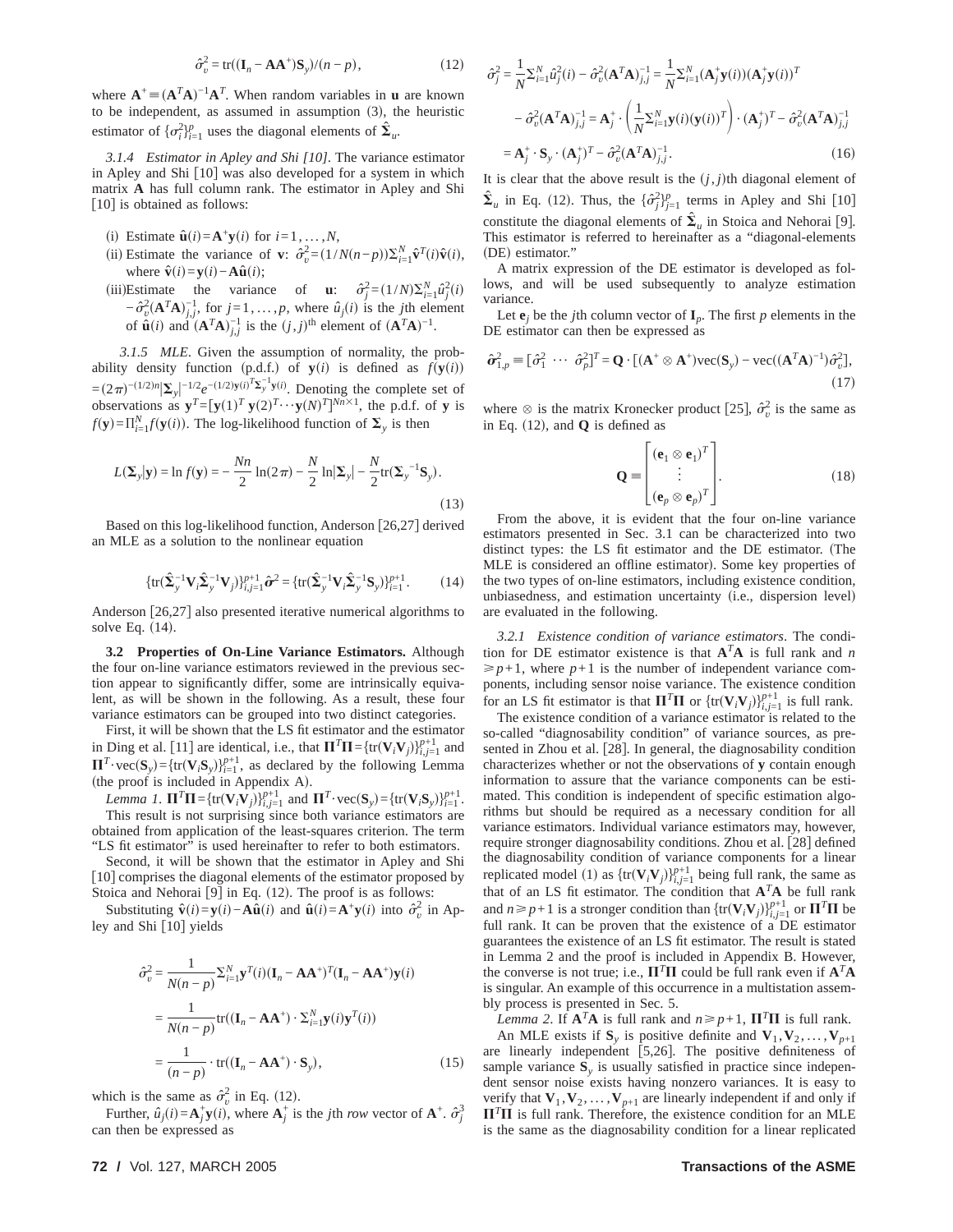$$\hat{\sigma}_v^2 = \mathrm{tr}((\mathbf{I}_n - \mathbf{A}\mathbf{A}^+)\mathbf{S}_y)/(n-p), \tag{12}$$

where $\mathbf{A}^+ \equiv (\mathbf{A}^T\mathbf{A})^{-1}\mathbf{A}^T$. When random variables in $\mathbf{u}$ are known to be independent, as assumed in assumption (3), the heuristic estimator of $\{\sigma_i^2\}_{i=1}^p$ uses the diagonal elements of $\hat{\mathbf{\Sigma}}_u$.

*3.1.4 Estimator in Apley and Shi [10].* The variance estimator in Apley and Shi [10] was also developed for a system in which matrix $\mathbf{A}$ has full column rank. The estimator in Apley and Shi [10] is obtained as follows:

(i) Estimate $\hat{\mathbf{u}}(i) = \mathbf{A}^+\mathbf{y}(i)$ for $i = 1, \ldots, N$,

(ii) Estimate the variance of $\mathbf{v}$: $\hat{\sigma}_v^2 = (1/N(n-p))\Sigma_{i=1}^N \hat{\mathbf{v}}^T(i)\hat{\mathbf{v}}(i)$, where $\hat{\mathbf{v}}(i) = \mathbf{y}(i) - \mathbf{A}\hat{\mathbf{u}}(i)$;

(iii) Estimate the variance of $\mathbf{u}$: $\hat{\sigma}_j^2 = (1/N)\Sigma_{i=1}^N \hat{u}_j^2(i) - \hat{\sigma}_v^2(\mathbf{A}^T\mathbf{A})_{j,j}^{-1}$, for $j = 1, \ldots, p$, where $\hat{u}_j(i)$ is the $j$th element of $\hat{\mathbf{u}}(i)$ and $(\mathbf{A}^T\mathbf{A})_{j,j}^{-1}$ is the $(j,j)^{\text{th}}$ element of $(\mathbf{A}^T\mathbf{A})^{-1}$.

*3.1.5 MLE.* Given the assumption of normality, the probability density function (p.d.f.) of $\mathbf{y}(i)$ is defined as $f(\mathbf{y}(i)) = (2\pi)^{-(1/2)n}|\mathbf{\Sigma}_y|^{-1/2}e^{-(1/2)\mathbf{y}(i)^T\mathbf{\Sigma}_y^{-1}\mathbf{y}(i)}$. Denoting the complete set of observations as $\mathbf{y}^T = [\mathbf{y}(1)^T\ \mathbf{y}(2)^T \cdots \mathbf{y}(N)^T]^{Nn\times 1}$, the p.d.f. of $\mathbf{y}$ is $f(\mathbf{y}) = \Pi_{i=1}^N f(\mathbf{y}(i))$. The log-likelihood function of $\mathbf{\Sigma}_y$ is then

$$L(\mathbf{\Sigma}_y|\mathbf{y}) = \ln f(\mathbf{y}) = -\frac{Nn}{2}\ln(2\pi) - \frac{N}{2}\ln|\mathbf{\Sigma}_y| - \frac{N}{2}\mathrm{tr}(\mathbf{\Sigma}_y^{-1}\mathbf{S}_y). \tag{13}$$

Based on this log-likelihood function, Anderson [26,27] derived an MLE as a solution to the nonlinear equation

$$\{\mathrm{tr}(\hat{\mathbf{\Sigma}}_y^{-1}\mathbf{V}_i\hat{\mathbf{\Sigma}}_y^{-1}\mathbf{V}_j)\}_{i,j=1}^{p+1}\hat{\boldsymbol{\sigma}}^2 = \{\mathrm{tr}(\hat{\mathbf{\Sigma}}_y^{-1}\mathbf{V}_i\hat{\mathbf{\Sigma}}_y^{-1}\mathbf{S}_y)\}_{i=1}^{p+1}. \tag{14}$$

Anderson [26,27] also presented iterative numerical algorithms to solve Eq. (14).

**3.2 Properties of On-Line Variance Estimators.** Although the four on-line variance estimators reviewed in the previous section appear to significantly differ, some are intrinsically equivalent, as will be shown in the following. As a result, these four variance estimators can be grouped into two distinct categories.

First, it will be shown that the LS fit estimator and the estimator in Ding et al. [11] are identical, i.e., that $\mathbf{\Pi}^T\mathbf{\Pi} = \{\mathrm{tr}(\mathbf{V}_i\mathbf{V}_j)\}_{i,j=1}^{p+1}$ and $\mathbf{\Pi}^T \cdot \mathrm{vec}(\mathbf{S}_y) = \{\mathrm{tr}(\mathbf{V}_i\mathbf{S}_y)\}_{i=1}^{p+1}$, as declared by the following Lemma (the proof is included in Appendix A).

*Lemma 1.* $\mathbf{\Pi}^T\mathbf{\Pi} = \{\mathrm{tr}(\mathbf{V}_i\mathbf{V}_j)\}_{i,j=1}^{p+1}$ and $\mathbf{\Pi}^T \cdot \mathrm{vec}(\mathbf{S}_y) = \{\mathrm{tr}(\mathbf{V}_i\mathbf{S}_y)\}_{i=1}^{p+1}$.

This result is not surprising since both variance estimators are obtained from application of the least-squares criterion. The term "LS fit estimator" is used hereinafter to refer to both estimators.

Second, it will be shown that the estimator in Apley and Shi [10] comprises the diagonal elements of the estimator proposed by Stoica and Nehorai [9] in Eq. (12). The proof is as follows:

Substituting $\hat{\mathbf{v}}(i) = \mathbf{y}(i) - \mathbf{A}\hat{\mathbf{u}}(i)$ and $\hat{\mathbf{u}}(i) = \mathbf{A}^+\mathbf{y}(i)$ into $\hat{\sigma}_v^2$ in Apley and Shi [10] yields

$$\begin{aligned}
\hat{\sigma}_v^2 &= \frac{1}{N(n-p)}\Sigma_{i=1}^N \mathbf{y}^T(i)(\mathbf{I}_n - \mathbf{A}\mathbf{A}^+)^T(\mathbf{I}_n - \mathbf{A}\mathbf{A}^+)\mathbf{y}(i) \\
&= \frac{1}{N(n-p)}\mathrm{tr}((\mathbf{I}_n - \mathbf{A}\mathbf{A}^+) \cdot \Sigma_{i=1}^N \mathbf{y}(i)\mathbf{y}^T(i)) \\
&= \frac{1}{(n-p)} \cdot \mathrm{tr}((\mathbf{I}_n - \mathbf{A}\mathbf{A}^+) \cdot \mathbf{S}_y),
\end{aligned} \tag{15}$$

which is the same as $\hat{\sigma}_v^2$ in Eq. (12).

Further, $\hat{u}_j(i) = \mathbf{A}_j^+\mathbf{y}(i)$, where $\mathbf{A}_j^+$ is the $j$th *row* vector of $\mathbf{A}^+$. $\hat{\sigma}_j^3$ can then be expressed as

$$\begin{aligned}
\hat{\sigma}_j^2 &= \frac{1}{N}\Sigma_{i=1}^N \hat{u}_j^2(i) - \hat{\sigma}_v^2(\mathbf{A}^T\mathbf{A})_{j,j}^{-1} = \frac{1}{N}\Sigma_{i=1}^N (\mathbf{A}_j^+\mathbf{y}(i))(\mathbf{A}_j^+\mathbf{y}(i))^T \\
&\quad - \hat{\sigma}_v^2(\mathbf{A}^T\mathbf{A})_{j,j}^{-1} = \mathbf{A}_j^+ \cdot \left(\frac{1}{N}\Sigma_{i=1}^N \mathbf{y}(i)(\mathbf{y}(i))^T\right) \cdot (\mathbf{A}_j^+)^T - \hat{\sigma}_v^2(\mathbf{A}^T\mathbf{A})_{j,j}^{-1} \\
&= \mathbf{A}_j^+ \cdot \mathbf{S}_y \cdot (\mathbf{A}_j^+)^T - \hat{\sigma}_v^2(\mathbf{A}^T\mathbf{A})_{j,j}^{-1}.
\end{aligned} \tag{16}$$

It is clear that the above result is the $(j,j)$th diagonal element of $\hat{\mathbf{\Sigma}}_u$ in Eq. (12). Thus, the $\{\hat{\sigma}_j^2\}_{j=1}^p$ terms in Apley and Shi [10] constitute the diagonal elements of $\hat{\mathbf{\Sigma}}_u$ in Stoica and Nehorai [9]. This estimator is referred to hereinafter as a "diagonal-elements (DE) estimator."

A matrix expression of the DE estimator is developed as follows, and will be used subsequently to analyze estimation variance.

Let $\mathbf{e}_j$ be the $j$th column vector of $\mathbf{I}_p$. The first $p$ elements in the DE estimator can then be expressed as

$$\hat{\boldsymbol{\sigma}}_{1,p}^2 \equiv [\hat{\sigma}_1^2 \ \cdots \ \hat{\sigma}_p^2]^T = \mathbf{Q} \cdot [(\mathbf{A}^+ \otimes \mathbf{A}^+)\mathrm{vec}(\mathbf{S}_y) - \mathrm{vec}((\mathbf{A}^T\mathbf{A})^{-1})\hat{\sigma}_v^2], \tag{17}$$

where $\otimes$ is the matrix Kronecker product [25], $\hat{\sigma}_v^2$ is the same as in Eq. (12), and $\mathbf{Q}$ is defined as

$$\mathbf{Q} \equiv \begin{bmatrix} (\mathbf{e}_1 \otimes \mathbf{e}_1)^T \\ \vdots \\ (\mathbf{e}_p \otimes \mathbf{e}_p)^T \end{bmatrix}. \tag{18}$$

From the above, it is evident that the four on-line variance estimators presented in Sec. 3.1 can be characterized into two distinct types: the LS fit estimator and the DE estimator. (The MLE is considered an offline estimator). Some key properties of the two types of on-line estimators, including existence condition, unbiasedness, and estimation uncertainty (i.e., dispersion level) are evaluated in the following.

*3.2.1 Existence condition of variance estimators.* The condition for DE estimator existence is that $\mathbf{A}^T\mathbf{A}$ is full rank and $n \geq p+1$, where $p+1$ is the number of independent variance components, including sensor noise variance. The existence condition for an LS fit estimator is that $\mathbf{\Pi}^T\mathbf{\Pi}$ or $\{\mathrm{tr}(\mathbf{V}_i\mathbf{V}_j)\}_{i,j=1}^{p+1}$ is full rank.

The existence condition of a variance estimator is related to the so-called "diagnosability condition" of variance sources, as presented in Zhou et al. [28]. In general, the diagnosability condition characterizes whether or not the observations of $\mathbf{y}$ contain enough information to assure that the variance components can be estimated. This condition is independent of specific estimation algorithms but should be required as a necessary condition for all variance estimators. Individual variance estimators may, however, require stronger diagnosability conditions. Zhou et al. [28] defined the diagnosability condition of variance components for a linear replicated model (1) as $\{\mathrm{tr}(\mathbf{V}_i\mathbf{V}_j)\}_{i,j=1}^{p+1}$ being full rank, the same as that of an LS fit estimator. The condition that $\mathbf{A}^T\mathbf{A}$ be full rank and $n \geq p+1$ is a stronger condition than $\{\mathrm{tr}(\mathbf{V}_i\mathbf{V}_j)\}_{i,j=1}^{p+1}$ or $\mathbf{\Pi}^T\mathbf{\Pi}$ be full rank. It can be proven that the existence of a DE estimator guarantees the existence of an LS fit estimator. The result is stated in Lemma 2 and the proof is included in Appendix B. However, the converse is not true; i.e., $\mathbf{\Pi}^T\mathbf{\Pi}$ could be full rank even if $\mathbf{A}^T\mathbf{A}$ is singular. An example of this occurrence in a multistation assembly process is presented in Sec. 5.

*Lemma 2.* If $\mathbf{A}^T\mathbf{A}$ is full rank and $n \geq p+1$, $\mathbf{\Pi}^T\mathbf{\Pi}$ is full rank.

An MLE exists if $\mathbf{S}_y$ is positive definite and $\mathbf{V}_1, \mathbf{V}_2, \ldots, \mathbf{V}_{p+1}$ are linearly independent [5,26]. The positive definiteness of sample variance $\mathbf{S}_y$ is usually satisfied in practice since independent sensor noise exists having nonzero variances. It is easy to verify that $\mathbf{V}_1, \mathbf{V}_2, \ldots, \mathbf{V}_{p+1}$ are linearly independent if and only if $\mathbf{\Pi}^T\mathbf{\Pi}$ is full rank. Therefore, the existence condition for an MLE is the same as the diagnosability condition for a linear replicated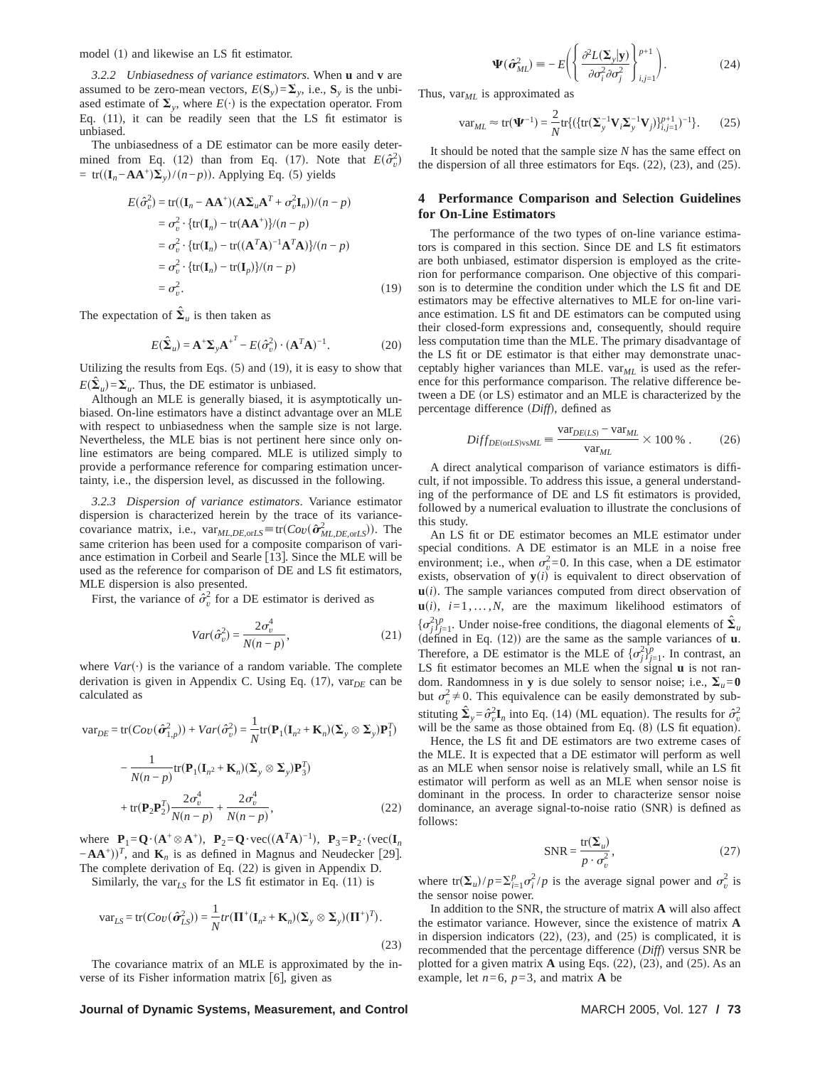model (1) and likewise an LS fit estimator.

*3.2.2 Unbiasedness of variance estimators.* When $\mathbf{u}$ and $\mathbf{v}$ are assumed to be zero-mean vectors, $E(\mathbf{S}_y)=\mathbf{\Sigma}_y$, i.e., $\mathbf{S}_y$ is the unbiased estimate of $\mathbf{\Sigma}_y$, where $E(\cdot)$ is the expectation operator. From Eq. (11), it can be readily seen that the LS fit estimator is unbiased.

The unbiasedness of a DE estimator can be more easily determined from Eq. (12) than from Eq. (17). Note that $E(\hat{\sigma}_v^2) = \mathrm{tr}((\mathbf{I}_n - \mathbf{A}\mathbf{A}^+)\mathbf{\Sigma}_y)/(n-p))$. Applying Eq. (5) yields

$$
\begin{aligned}
E(\hat{\sigma}_v^2) &= \mathrm{tr}((\mathbf{I}_n - \mathbf{A}\mathbf{A}^+)(\mathbf{A}\mathbf{\Sigma}_u\mathbf{A}^T + \sigma_v^2\mathbf{I}_n))/(n-p) \\
&= \sigma_v^2 \cdot \{\mathrm{tr}(\mathbf{I}_n) - \mathrm{tr}(\mathbf{A}\mathbf{A}^+)\}/(n-p) \\
&= \sigma_v^2 \cdot \{\mathrm{tr}(\mathbf{I}_n) - \mathrm{tr}((\mathbf{A}^T\mathbf{A})^{-1}\mathbf{A}^T\mathbf{A})\}/(n-p) \\
&= \sigma_v^2 \cdot \{\mathrm{tr}(\mathbf{I}_n) - \mathrm{tr}(\mathbf{I}_p)\}/(n-p) \\
&= \sigma_v^2.
\end{aligned}
\tag{19}
$$

The expectation of $\hat{\mathbf{\Sigma}}_u$ is then taken as

$$
E(\hat{\mathbf{\Sigma}}_u) = \mathbf{A}^+\mathbf{\Sigma}_y\mathbf{A}^{+^T} - E(\hat{\sigma}_v^2)\cdot(\mathbf{A}^T\mathbf{A})^{-1}. \tag{20}
$$

Utilizing the results from Eqs. (5) and (19), it is easy to show that $E(\hat{\mathbf{\Sigma}}_u)=\mathbf{\Sigma}_u$. Thus, the DE estimator is unbiased.

Although an MLE is generally biased, it is asymptotically unbiased. On-line estimators have a distinct advantage over an MLE with respect to unbiasedness when the sample size is not large. Nevertheless, the MLE bias is not pertinent here since only on-line estimators are being compared. MLE is utilized simply to provide a performance reference for comparing estimation uncertainty, i.e., the dispersion level, as discussed in the following.

*3.2.3 Dispersion of variance estimators.* Variance estimator dispersion is characterized herein by the trace of its variance-covariance matrix, i.e., $\mathrm{var}_{ML,DE,\mathrm{or}LS} \equiv \mathrm{tr}(Cov(\hat{\boldsymbol{\sigma}}^2_{ML,DE,\mathrm{or}LS}))$. The same criterion has been used for a composite comparison of variance estimation in Corbeil and Searle [13]. Since the MLE will be used as the reference for comparison of DE and LS fit estimators, MLE dispersion is also presented.

First, the variance of $\hat{\sigma}_v^2$ for a DE estimator is derived as

$$
Var(\hat{\sigma}_v^2) = \frac{2\sigma_v^4}{N(n-p)}, \tag{21}
$$

where $Var(\cdot)$ is the variance of a random variable. The complete derivation is given in Appendix C. Using Eq. (17), $\mathrm{var}_{DE}$ can be calculated as

$$
\begin{aligned}
\mathrm{var}_{DE} &= \mathrm{tr}(Cov(\hat{\boldsymbol{\sigma}}^2_{1,p})) + Var(\hat{\sigma}_v^2) = \frac{1}{N}\mathrm{tr}(\mathbf{P}_1(\mathbf{I}_{n^2} + \mathbf{K}_n)(\mathbf{\Sigma}_y \otimes \mathbf{\Sigma}_y)\mathbf{P}_1^T) \\
&\quad - \frac{1}{N(n-p)}\mathrm{tr}(\mathbf{P}_1(\mathbf{I}_{n^2} + \mathbf{K}_n)(\mathbf{\Sigma}_y \otimes \mathbf{\Sigma}_y)\mathbf{P}_3^T) \\
&\quad + \mathrm{tr}(\mathbf{P}_2\mathbf{P}_2^T)\frac{2\sigma_v^4}{N(n-p)} + \frac{2\sigma_v^4}{N(n-p)},
\end{aligned}
\tag{22}
$$

where $\mathbf{P}_1 = \mathbf{Q}\cdot(\mathbf{A}^+ \otimes \mathbf{A}^+)$, $\mathbf{P}_2 = \mathbf{Q}\cdot\mathrm{vec}((\mathbf{A}^T\mathbf{A})^{-1})$, $\mathbf{P}_3 = \mathbf{P}_2\cdot(\mathrm{vec}(\mathbf{I}_n - \mathbf{A}\mathbf{A}^+))^T$, and $\mathbf{K}_n$ is as defined in Magnus and Neudecker [29]. The complete derivation of Eq. (22) is given in Appendix D.

Similarly, the $\mathrm{var}_{LS}$ for the LS fit estimator in Eq. (11) is

$$
\mathrm{var}_{LS} = \mathrm{tr}(Cov(\hat{\boldsymbol{\sigma}}^2_{LS})) = \frac{1}{N}tr(\mathbf{\Pi}^+(\mathbf{I}_{n^2} + \mathbf{K}_n)(\mathbf{\Sigma}_y \otimes \mathbf{\Sigma}_y)(\mathbf{\Pi}^+)^T). \tag{23}
$$

The covariance matrix of an MLE is approximated by the inverse of its Fisher information matrix [6], given as

$$
\mathbf{\Psi}(\hat{\boldsymbol{\sigma}}^2_{ML}) \equiv -E\left(\left\{\frac{\partial^2 L(\mathbf{\Sigma}_y|\mathbf{y})}{\partial\sigma_i^2\partial\sigma_j^2}\right\}_{i,j=1}^{p+1}\right). \tag{24}
$$

Thus, $\mathrm{var}_{ML}$ is approximated as

$$
\mathrm{var}_{ML} \approx \mathrm{tr}(\mathbf{\Psi}^{-1}) = \frac{2}{N}\mathrm{tr}\{(\{\mathrm{tr}(\mathbf{\Sigma}_y^{-1}\mathbf{V}_i\mathbf{\Sigma}_y^{-1}\mathbf{V}_j)\}_{i,j=1}^{p+1})^{-1}\}. \tag{25}
$$

It should be noted that the sample size $N$ has the same effect on the dispersion of all three estimators for Eqs. (22), (23), and (25).

## 4 Performance Comparison and Selection Guidelines for On-Line Estimators

The performance of the two types of on-line variance estimators is compared in this section. Since DE and LS fit estimators are both unbiased, estimator dispersion is employed as the criterion for performance comparison. One objective of this comparison is to determine the condition under which the LS fit and DE estimators may be effective alternatives to MLE for on-line variance estimation. LS fit and DE estimators can be computed using their closed-form expressions and, consequently, should require less computation time than the MLE. The primary disadvantage of the LS fit or DE estimator is that either may demonstrate unacceptably higher variances than MLE. $\mathrm{var}_{ML}$ is used as the reference for this performance comparison. The relative difference between a DE (or LS) estimator and an MLE is characterized by the percentage difference (*Diff*), defined as

$$
Diff_{DE(\mathrm{or}LS)\mathrm{vs}ML} \equiv \frac{\mathrm{var}_{DE(LS)} - \mathrm{var}_{ML}}{\mathrm{var}_{ML}} \times 100\,\%\,. \tag{26}
$$

A direct analytical comparison of variance estimators is difficult, if not impossible. To address this issue, a general understanding of the performance of DE and LS fit estimators is provided, followed by a numerical evaluation to illustrate the conclusions of this study.

An LS fit or DE estimator becomes an MLE estimator under special conditions. A DE estimator is an MLE in a noise free environment; i.e., when $\sigma_v^2=0$. In this case, when a DE estimator exists, observation of $\mathbf{y}(i)$ is equivalent to direct observation of $\mathbf{u}(i)$. The sample variances computed from direct observation of $\mathbf{u}(i)$, $i=1,\ldots,N$, are the maximum likelihood estimators of $\{\sigma_j^2\}_{j=1}^p$. Under noise-free conditions, the diagonal elements of $\hat{\mathbf{\Sigma}}_u$ (defined in Eq. (12)) are the same as the sample variances of $\mathbf{u}$. Therefore, a DE estimator is the MLE of $\{\sigma_j^2\}_{j=1}^p$. In contrast, an LS fit estimator becomes an MLE when the signal $\mathbf{u}$ is not random. Randomness in $\mathbf{y}$ is due solely to sensor noise; i.e., $\mathbf{\Sigma}_u=\mathbf{0}$ but $\sigma_v^2\neq 0$. This equivalence can be easily demonstrated by substituting $\hat{\mathbf{\Sigma}}_y=\hat{\sigma}_v^2\mathbf{I}_n$ into Eq. (14) (ML equation). The results for $\hat{\sigma}_v^2$ will be the same as those obtained from Eq. (8) (LS fit equation).

Hence, the LS fit and DE estimators are two extreme cases of the MLE. It is expected that a DE estimator will perform as well as an MLE when sensor noise is relatively small, while an LS fit estimator will perform as well as an MLE when sensor noise is dominant in the process. In order to characterize sensor noise dominance, an average signal-to-noise ratio (SNR) is defined as follows:

$$
\mathrm{SNR} = \frac{\mathrm{tr}(\mathbf{\Sigma}_u)}{p\cdot\sigma_v^2}, \tag{27}
$$

where $\mathrm{tr}(\mathbf{\Sigma}_u)/p=\Sigma_{i=1}^p\sigma_i^2/p$ is the average signal power and $\sigma_v^2$ is the sensor noise power.

In addition to the SNR, the structure of matrix $\mathbf{A}$ will also affect the estimator variance. However, since the existence of matrix $\mathbf{A}$ in dispersion indicators (22), (23), and (25) is complicated, it is recommended that the percentage difference (*Diff*) versus SNR be plotted for a given matrix $\mathbf{A}$ using Eqs. (22), (23), and (25). As an example, let $n=6$, $p=3$, and matrix $\mathbf{A}$ be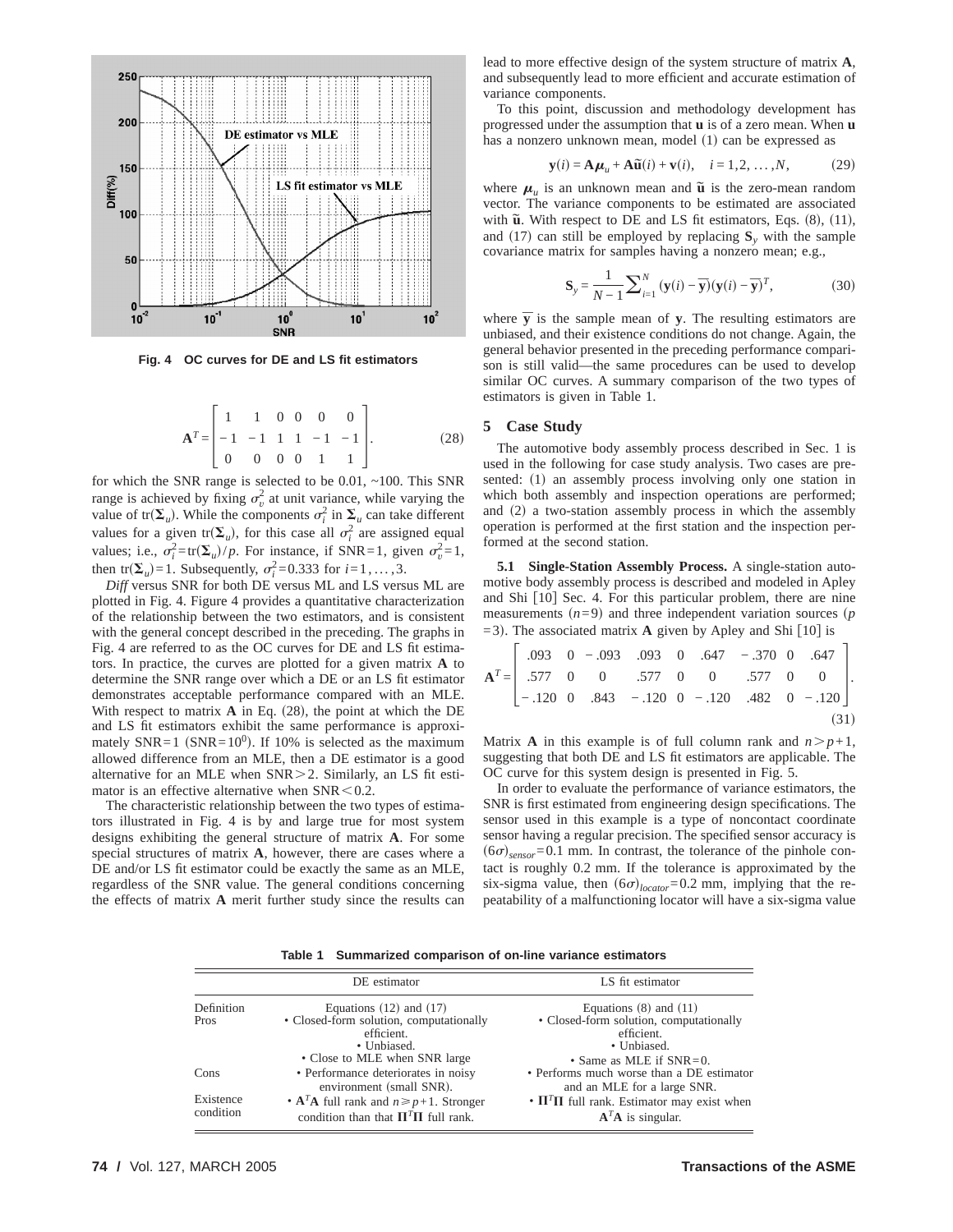Fig. 4 OC curves for DE and LS fit estimators

$$\mathbf{A}^T = \begin{bmatrix} 1 & 1 & 0 & 0 & 0 & 0 \\ -1 & -1 & 1 & 1 & -1 & -1 \\ 0 & 0 & 0 & 0 & 1 & 1 \end{bmatrix}. \tag{28}$$

for which the SNR range is selected to be 0.01, ~100. This SNR range is achieved by fixing $\sigma_v^2$ at unit variance, while varying the value of $\text{tr}(\mathbf{\Sigma}_u)$. While the components $\sigma_i^2$ in $\mathbf{\Sigma}_u$ can take different values for a given $\text{tr}(\mathbf{\Sigma}_u)$, for this case all $\sigma_i^2$ are assigned equal values; i.e., $\sigma_i^2 = \text{tr}(\mathbf{\Sigma}_u)/p$. For instance, if SNR=1, given $\sigma_v^2 = 1$, then $\text{tr}(\mathbf{\Sigma}_u) = 1$. Subsequently, $\sigma_i^2 = 0.333$ for $i = 1, \ldots, 3$.

*Diff* versus SNR for both DE versus ML and LS versus ML are plotted in Fig. 4. Figure 4 provides a quantitative characterization of the relationship between the two estimators, and is consistent with the general concept described in the preceding. The graphs in Fig. 4 are referred to as the OC curves for DE and LS fit estimators. In practice, the curves are plotted for a given matrix **A** to determine the SNR range over which a DE or an LS fit estimator demonstrates acceptable performance compared with an MLE. With respect to matrix **A** in Eq. (28), the point at which the DE and LS fit estimators exhibit the same performance is approximately SNR=1 (SNR=$10^0$). If 10% is selected as the maximum allowed difference from an MLE, then a DE estimator is a good alternative for an MLE when SNR>2. Similarly, an LS fit estimator is an effective alternative when SNR<0.2.

The characteristic relationship between the two types of estimators illustrated in Fig. 4 is by and large true for most system designs exhibiting the general structure of matrix **A**. For some special structures of matrix **A**, however, there are cases where a DE and/or LS fit estimator could be exactly the same as an MLE, regardless of the SNR value. The general conditions concerning the effects of matrix **A** merit further study since the results can lead to more effective design of the system structure of matrix **A**, and subsequently lead to more efficient and accurate estimation of variance components.

To this point, discussion and methodology development has progressed under the assumption that **u** is of a zero mean. When **u** has a nonzero unknown mean, model (1) can be expressed as

$$\mathbf{y}(i) = \mathbf{A}\boldsymbol{\mu}_u + \mathbf{A}\tilde{\mathbf{u}}(i) + \mathbf{v}(i), \quad i = 1, 2, \ldots, N, \tag{29}$$

where $\boldsymbol{\mu}_u$ is an unknown mean and $\tilde{\mathbf{u}}$ is the zero-mean random vector. The variance components to be estimated are associated with $\tilde{\mathbf{u}}$. With respect to DE and LS fit estimators, Eqs. (8), (11), and (17) can still be employed by replacing $\mathbf{S}_y$ with the sample covariance matrix for samples having a nonzero mean; e.g.,

$$\mathbf{S}_y = \frac{1}{N-1}\sum_{i=1}^{N} (\mathbf{y}(i) - \overline{\mathbf{y}})(\mathbf{y}(i) - \overline{\mathbf{y}})^T, \tag{30}$$

where $\overline{\mathbf{y}}$ is the sample mean of **y**. The resulting estimators are unbiased, and their existence conditions do not change. Again, the general behavior presented in the preceding performance comparison is still valid—the same procedures can be used to develop similar OC curves. A summary comparison of the two types of estimators is given in Table 1.

## 5 Case Study

The automotive body assembly process described in Sec. 1 is used in the following for case study analysis. Two cases are presented: (1) an assembly process involving only one station in which both assembly and inspection operations are performed; and (2) a two-station assembly process in which the assembly operation is performed at the first station and the inspection performed at the second station.

**5.1 Single-Station Assembly Process.** A single-station automotive body assembly process is described and modeled in Apley and Shi [10] Sec. 4. For this particular problem, there are nine measurements ($n=9$) and three independent variation sources ($p=3$). The associated matrix **A** given by Apley and Shi [10] is

$$\mathbf{A}^T = \begin{bmatrix} .093 & 0 & -.093 & .093 & 0 & .647 & -.370 & 0 & .647 \\ .577 & 0 & 0 & .577 & 0 & 0 & .577 & 0 & 0 \\ -.120 & 0 & .843 & -.120 & 0 & -.120 & .482 & 0 & -.120 \end{bmatrix}. \tag{31}$$

Matrix **A** in this example is of full column rank and $n > p+1$, suggesting that both DE and LS fit estimators are applicable. The OC curve for this system design is presented in Fig. 5.

In order to evaluate the performance of variance estimators, the SNR is first estimated from engineering design specifications. The sensor used in this example is a type of noncontact coordinate sensor having a regular precision. The specified sensor accuracy is $(6\sigma)_{sensor} = 0.1$ mm. In contrast, the tolerance of the pinhole contact is roughly 0.2 mm. If the tolerance is approximated by the six-sigma value, then $(6\sigma)_{locator} = 0.2$ mm, implying that the repeatability of a malfunctioning locator will have a six-sigma value

**Table 1 Summarized comparison of on-line variance estimators**

| | DE estimator | LS fit estimator |
|---|---|---|
| Definition | Equations (12) and (17) | Equations (8) and (11) |
| Pros | • Closed-form solution, computationally efficient.<br>• Unbiased.<br>• Close to MLE when SNR large | • Closed-form solution, computationally efficient.<br>• Unbiased.<br>• Same as MLE if SNR=0. |
| Cons | • Performance deteriorates in noisy environment (small SNR). | • Performs much worse than a DE estimator and an MLE for a large SNR. |
| Existence condition | • $\mathbf{A}^T\mathbf{A}$ full rank and $n \geq p+1$. Stronger condition than that $\mathbf{\Pi}^T\mathbf{\Pi}$ full rank. | • $\mathbf{\Pi}^T\mathbf{\Pi}$ full rank. Estimator may exist when $\mathbf{A}^T\mathbf{A}$ is singular. |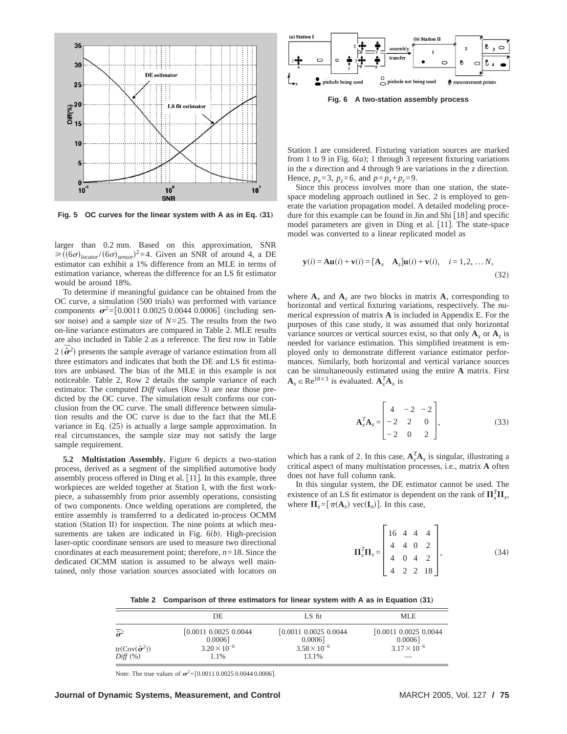Fig. 5 OC curves for the linear system with A as in Eq. (31)

larger than 0.2 mm. Based on this approximation, SNR $\geq ((6\sigma)_{locator}/(6\sigma)_{sensor})^2 = 4$. Given an SNR of around 4, a DE estimator can exhibit a 1% difference from an MLE in terms of estimation variance, whereas the difference for an LS fit estimator would be around 18%.

To determine if meaningful guidance can be obtained from the OC curve, a simulation (500 trials) was performed with variance components $\boldsymbol{\sigma}^2 = [0.0011\ 0.0025\ 0.0044\ 0.0006]$ (including sensor noise) and a sample size of $N=25$. The results from the two on-line variance estimators are compared in Table 2. MLE results are also included in Table 2 as a reference. The first row in Table 2 ($\bar{\hat{\boldsymbol{\sigma}}}^2$) presents the sample average of variance estimation from all three estimators and indicates that both the DE and LS fit estimators are unbiased. The bias of the MLE in this example is not noticeable. Table 2, Row 2 details the sample variance of each estimator. The computed *Diff* values (Row 3) are near those predicted by the OC curve. The simulation result confirms our conclusion from the OC curve. The small difference between simulation results and the OC curve is due to the fact that the MLE variance in Eq. (25) is actually a large sample approximation. In real circumstances, the sample size may not satisfy the large sample requirement.

**5.2 Multistation Assembly.** Figure 6 depicts a two-station process, derived as a segment of the simplified automotive body assembly process offered in Ding et al. [11]. In this example, three workpieces are welded together at Station I, with the first workpiece, a subassembly from prior assembly operations, consisting of two components. Once welding operations are completed, the entire assembly is transferred to a dedicated in-process OCMM station (Station II) for inspection. The nine points at which measurements are taken are indicated in Fig. 6(*b*). High-precision laser-optic coordinate sensors are used to measure two directional coordinates at each measurement point; therefore, $n=18$. Since the dedicated OCMM station is assumed to be always well maintained, only those variation sources associated with locators on

Fig. 6 A two-station assembly process

Station I are considered. Fixturing variation sources are marked from 1 to 9 in Fig. 6(*a*); 1 through 3 represent fixturing variations in the *x* direction and 4 through 9 are variations in the *z* direction. Hence, $p_x=3$, $p_z=6$, and $p=p_x+p_z=9$.

Since this process involves more than one station, the state-space modeling approach outlined in Sec. 2 is employed to generate the variation propagation model. A detailed modeling procedure for this example can be found in Jin and Shi [18] and specific model parameters are given in Ding et al. [11]. The state-space model was converted to a linear replicated model as

$$\mathbf{y}(i) = \mathbf{A}\mathbf{u}(i) + \mathbf{v}(i) = [\mathbf{A}_x \quad \mathbf{A}_z]\mathbf{u}(i) + \mathbf{v}(i), \quad i = 1, 2, \ldots N, \tag{32}$$

where $\mathbf{A}_x$ and $\mathbf{A}_z$ are two blocks in matrix $\mathbf{A}$, corresponding to horizontal and vertical fixturing variations, respectively. The numerical expression of matrix $\mathbf{A}$ is included in Appendix E. For the purposes of this case study, it was assumed that only horizontal variance sources or vertical sources exist, so that only $\mathbf{A}_x$ or $\mathbf{A}_z$ is needed for variance estimation. This simplified treatment is employed only to demonstrate different variance estimator performances. Similarly, both horizontal and vertical variance sources can be simultaneously estimated using the entire $\mathbf{A}$ matrix. First $\mathbf{A}_x \in \mathrm{Re}^{18\times 3}$ is evaluated. $\mathbf{A}_x^T\mathbf{A}_x$ is

$$\mathbf{A}_x^T\mathbf{A}_x = \begin{bmatrix} 4 & -2 & -2 \\ -2 & 2 & 0 \\ -2 & 0 & 2 \end{bmatrix}, \tag{33}$$

which has a rank of 2. In this case, $\mathbf{A}_x^T\mathbf{A}_x$ is singular, illustrating a critical aspect of many multistation processes, i.e., matrix $\mathbf{A}$ often does not have full column rank.

In this singular system, the DE estimator cannot be used. The existence of an LS fit estimator is dependent on the rank of $\boldsymbol{\Pi}_x^T\boldsymbol{\Pi}_x$, where $\boldsymbol{\Pi}_x = [\pi(\mathbf{A}_x)\ \mathrm{vec}(\mathbf{I}_n)]$. In this case,

$$\boldsymbol{\Pi}_x^T\boldsymbol{\Pi}_x = \begin{bmatrix} 16 & 4 & 4 & 4 \\ 4 & 4 & 0 & 2 \\ 4 & 0 & 4 & 2 \\ 4 & 2 & 2 & 18 \end{bmatrix}, \tag{34}$$

**Table 2 Comparison of three estimators for linear system with A as in Equation (31)**

| | DE | LS fit | MLE |
|---|---|---|---|
| $\bar{\hat{\boldsymbol{\sigma}}}^2$ | [0.0011 0.0025 0.0044 0.0006] | [0.0011 0.0025 0.0044 0.0006] | [0.0011 0.0025 0.0044 0.0006] |
| $\mathrm{tr}(\mathrm{Cov}(\hat{\boldsymbol{\sigma}}^2))$ | $3.20\times 10^{-6}$ | $3.58\times 10^{-6}$ | $3.17\times 10^{-6}$ |
| *Diff* (%) | 1.1% | 13.1% | — |

Note: The true values of $\boldsymbol{\sigma}^2 = [0.0011\ 0.0025\ 0.0044\ 0.0006]$.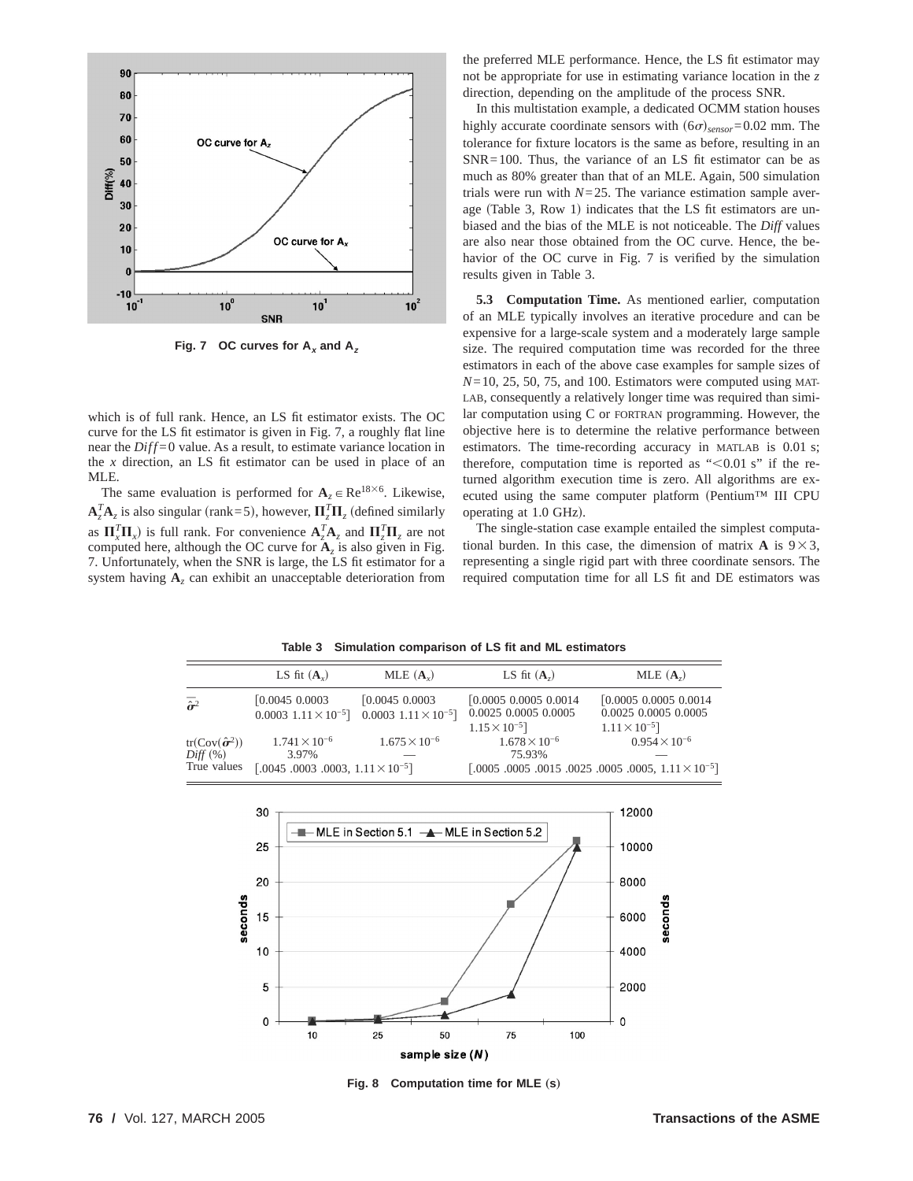Fig. 7 OC curves for $\mathbf{A}_x$ and $\mathbf{A}_z$

which is of full rank. Hence, an LS fit estimator exists. The OC curve for the LS fit estimator is given in Fig. 7, a roughly flat line near the $Diff=0$ value. As a result, to estimate variance location in the $x$ direction, an LS fit estimator can be used in place of an MLE.

The same evaluation is performed for $\mathbf{A}_z \in \mathrm{Re}^{18\times 6}$. Likewise, $\mathbf{A}_z^T\mathbf{A}_z$ is also singular (rank=5), however, $\mathbf{\Pi}_z^T\mathbf{\Pi}_z$ (defined similarly as $\mathbf{\Pi}_x^T\mathbf{\Pi}_x$) is full rank. For convenience $\mathbf{A}_z^T\mathbf{A}_z$ and $\mathbf{\Pi}_z^T\mathbf{\Pi}_z$ are not computed here, although the OC curve for $\mathbf{A}_z$ is also given in Fig. 7. Unfortunately, when the SNR is large, the LS fit estimator for a system having $\mathbf{A}_z$ can exhibit an unacceptable deterioration from the preferred MLE performance. Hence, the LS fit estimator may not be appropriate for use in estimating variance location in the $z$ direction, depending on the amplitude of the process SNR.

In this multistation example, a dedicated OCMM station houses highly accurate coordinate sensors with $(6\sigma)_{sensor}=0.02$ mm. The tolerance for fixture locators is the same as before, resulting in an SNR=100. Thus, the variance of an LS fit estimator can be as much as 80% greater than that of an MLE. Again, 500 simulation trials were run with $N=25$. The variance estimation sample average (Table 3, Row 1) indicates that the LS fit estimators are unbiased and the bias of the MLE is not noticeable. The *Diff* values are also near those obtained from the OC curve. Hence, the behavior of the OC curve in Fig. 7 is verified by the simulation results given in Table 3.

**5.3 Computation Time.** As mentioned earlier, computation of an MLE typically involves an iterative procedure and can be expensive for a large-scale system and a moderately large sample size. The required computation time was recorded for the three estimators in each of the above case examples for sample sizes of $N=10$, 25, 50, 75, and 100. Estimators were computed using MATLAB, consequently a relatively longer time was required than similar computation using C or FORTRAN programming. However, the objective here is to determine the relative performance between estimators. The time-recording accuracy in MATLAB is 0.01 s; therefore, computation time is reported as "<0.01 s" if the returned algorithm execution time is zero. All algorithms are executed using the same computer platform (Pentium™ III CPU operating at 1.0 GHz).

The single-station case example entailed the simplest computational burden. In this case, the dimension of matrix $\mathbf{A}$ is $9\times 3$, representing a single rigid part with three coordinate sensors. The required computation time for all LS fit and DE estimators was

**Table 3 Simulation comparison of LS fit and ML estimators**

| | LS fit ($\mathbf{A}_x$) | MLE ($\mathbf{A}_x$) | LS fit ($\mathbf{A}_z$) | MLE ($\mathbf{A}_z$) |
|---|---|---|---|---|
| $\bar{\hat{\sigma}}^2$ | [0.0045 0.0003 0.0003 $1.11\times 10^{-5}$] | [0.0045 0.0003 0.0003 $1.11\times 10^{-5}$] | [0.0005 0.0005 0.0014 0.0025 0.0005 0.0005 $1.15\times 10^{-5}$] | [0.0005 0.0005 0.0014 0.0025 0.0005 0.0005 $1.11\times 10^{-5}$] |
| $\mathrm{tr}(\mathrm{Cov}(\hat{\sigma}^2))$ | $1.741\times 10^{-6}$ | $1.675\times 10^{-6}$ | $1.678\times 10^{-6}$ | $0.954\times 10^{-6}$ |
| *Diff* (%) | 3.97% | — | 75.93% | — |
| True values | [.0045 .0003 .0003, $1.11\times 10^{-5}$] | | [.0005 .0005 .0015 .0025 .0005 .0005, $1.11\times 10^{-5}$] | |

Fig. 8 Computation time for MLE (s)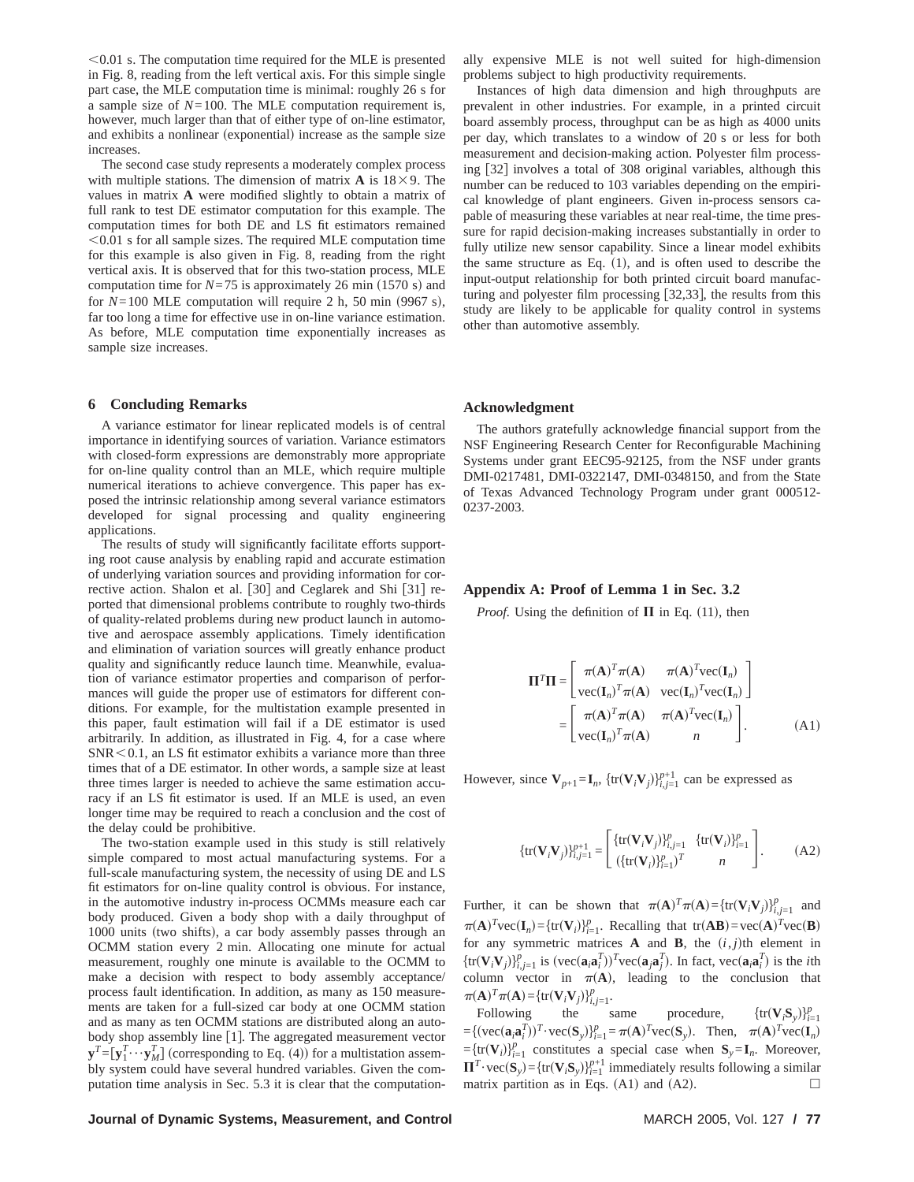$<0.01$ s. The computation time required for the MLE is presented in Fig. 8, reading from the left vertical axis. For this simple single part case, the MLE computation time is minimal: roughly 26 s for a sample size of $N=100$. The MLE computation requirement is, however, much larger than that of either type of on-line estimator, and exhibits a nonlinear (exponential) increase as the sample size increases.

The second case study represents a moderately complex process with multiple stations. The dimension of matrix $\mathbf{A}$ is $18\times 9$. The values in matrix $\mathbf{A}$ were modified slightly to obtain a matrix of full rank to test DE estimator computation for this example. The computation times for both DE and LS fit estimators remained $<0.01$ s for all sample sizes. The required MLE computation time for this example is also given in Fig. 8, reading from the right vertical axis. It is observed that for this two-station process, MLE computation time for $N=75$ is approximately 26 min (1570 s) and for $N=100$ MLE computation will require 2 h, 50 min (9967 s), far too long a time for effective use in on-line variance estimation. As before, MLE computation time exponentially increases as sample size increases.

## 6 Concluding Remarks

A variance estimator for linear replicated models is of central importance in identifying sources of variation. Variance estimators with closed-form expressions are demonstrably more appropriate for on-line quality control than an MLE, which require multiple numerical iterations to achieve convergence. This paper has exposed the intrinsic relationship among several variance estimators developed for signal processing and quality engineering applications.

The results of study will significantly facilitate efforts supporting root cause analysis by enabling rapid and accurate estimation of underlying variation sources and providing information for corrective action. Shalon et al. [30] and Ceglarek and Shi [31] reported that dimensional problems contribute to roughly two-thirds of quality-related problems during new product launch in automotive and aerospace assembly applications. Timely identification and elimination of variation sources will greatly enhance product quality and significantly reduce launch time. Meanwhile, evaluation of variance estimator properties and comparison of performances will guide the proper use of estimators for different conditions. For example, for the multistation example presented in this paper, fault estimation will fail if a DE estimator is used arbitrarily. In addition, as illustrated in Fig. 4, for a case where $\mathrm{SNR}<0.1$, an LS fit estimator exhibits a variance more than three times that of a DE estimator. In other words, a sample size at least three times larger is needed to achieve the same estimation accuracy if an LS fit estimator is used. If an MLE is used, an even longer time may be required to reach a conclusion and the cost of the delay could be prohibitive.

The two-station example used in this study is still relatively simple compared to most actual manufacturing systems. For a full-scale manufacturing system, the necessity of using DE and LS fit estimators for on-line quality control is obvious. For instance, in the automotive industry in-process OCMMs measure each car body produced. Given a body shop with a daily throughput of 1000 units (two shifts), a car body assembly passes through an OCMM station every 2 min. Allocating one minute for actual measurement, roughly one minute is available to the OCMM to make a decision with respect to body assembly acceptance/process fault identification. In addition, as many as 150 measurements are taken for a full-sized car body at one OCMM station and as many as ten OCMM stations are distributed along an autobody shop assembly line [1]. The aggregated measurement vector $\mathbf{y}^T=[\mathbf{y}_1^T\cdots\mathbf{y}_M^T]$ (corresponding to Eq. (4)) for a multistation assembly system could have several hundred variables. Given the computation time analysis in Sec. 5.3 it is clear that the computationally expensive MLE is not well suited for high-dimension problems subject to high productivity requirements.

Instances of high data dimension and high throughputs are prevalent in other industries. For example, in a printed circuit board assembly process, throughput can be as high as 4000 units per day, which translates to a window of 20 s or less for both measurement and decision-making action. Polyester film processing [32] involves a total of 308 original variables, although this number can be reduced to 103 variables depending on the empirical knowledge of plant engineers. Given in-process sensors capable of measuring these variables at near real-time, the time pressure for rapid decision-making increases substantially in order to fully utilize new sensor capability. Since a linear model exhibits the same structure as Eq. (1), and is often used to describe the input-output relationship for both printed circuit board manufacturing and polyester film processing [32,33], the results from this study are likely to be applicable for quality control in systems other than automotive assembly.

## Acknowledgment

The authors gratefully acknowledge financial support from the NSF Engineering Research Center for Reconfigurable Machining Systems under grant EEC95-92125, from the NSF under grants DMI-0217481, DMI-0322147, DMI-0348150, and from the State of Texas Advanced Technology Program under grant 000512-0237-2003.

## Appendix A: Proof of Lemma 1 in Sec. 3.2

*Proof.* Using the definition of $\mathbf{\Pi}$ in Eq. (11), then

$$\mathbf{\Pi}^T\mathbf{\Pi}=\begin{bmatrix}\pi(\mathbf{A})^T\pi(\mathbf{A}) & \pi(\mathbf{A})^T\mathrm{vec}(\mathbf{I}_n)\\ \mathrm{vec}(\mathbf{I}_n)^T\pi(\mathbf{A}) & \mathrm{vec}(\mathbf{I}_n)^T\mathrm{vec}(\mathbf{I}_n)\end{bmatrix}=\begin{bmatrix}\pi(\mathbf{A})^T\pi(\mathbf{A}) & \pi(\mathbf{A})^T\mathrm{vec}(\mathbf{I}_n)\\ \mathrm{vec}(\mathbf{I}_n)^T\pi(\mathbf{A}) & n\end{bmatrix}. \tag{A1}$$

However, since $\mathbf{V}_{p+1}=\mathbf{I}_n$, $\{\mathrm{tr}(\mathbf{V}_i\mathbf{V}_j)\}_{i,j=1}^{p+1}$ can be expressed as

$$\{\mathrm{tr}(\mathbf{V}_i\mathbf{V}_j)\}_{i,j=1}^{p+1}=\begin{bmatrix}\{\mathrm{tr}(\mathbf{V}_i\mathbf{V}_j)\}_{i,j=1}^{p} & \{\mathrm{tr}(\mathbf{V}_i)\}_{i=1}^{p}\\ (\{\mathrm{tr}(\mathbf{V}_i)\}_{i=1}^{p})^T & n\end{bmatrix}. \tag{A2}$$

Further, it can be shown that $\pi(\mathbf{A})^T\pi(\mathbf{A})=\{\mathrm{tr}(\mathbf{V}_i\mathbf{V}_j)\}_{i,j=1}^{p}$ and $\pi(\mathbf{A})^T\mathrm{vec}(\mathbf{I}_n)=\{\mathrm{tr}(\mathbf{V}_i)\}_{i=1}^{p}$. Recalling that $\mathrm{tr}(\mathbf{AB})=\mathrm{vec}(\mathbf{A})^T\mathrm{vec}(\mathbf{B})$ for any symmetric matrices $\mathbf{A}$ and $\mathbf{B}$, the $(i,j)$th element in $\{\mathrm{tr}(\mathbf{V}_i\mathbf{V}_j)\}_{i,j=1}^{p}$ is $(\mathrm{vec}(\mathbf{a}_i\mathbf{a}_i^T))^T\mathrm{vec}(\mathbf{a}_j\mathbf{a}_j^T)$. In fact, $\mathrm{vec}(\mathbf{a}_i\mathbf{a}_i^T)$ is the $i$th column vector in $\pi(\mathbf{A})$, leading to the conclusion that $\pi(\mathbf{A})^T\pi(\mathbf{A})=\{\mathrm{tr}(\mathbf{V}_i\mathbf{V}_j)\}_{i,j=1}^{p}$.

Following the same procedure, $\{\mathrm{tr}(\mathbf{V}_i\mathbf{S}_y)\}_{i=1}^{p}=\{(\mathrm{vec}(\mathbf{a}_i\mathbf{a}_i^T))^T\cdot\mathrm{vec}(\mathbf{S}_y)\}_{i=1}^{p}=\pi(\mathbf{A})^T\mathrm{vec}(\mathbf{S}_y)$. Then, $\pi(\mathbf{A})^T\mathrm{vec}(\mathbf{I}_n)=\{\mathrm{tr}(\mathbf{V}_i)\}_{i=1}^{p}$ constitutes a special case when $\mathbf{S}_y=\mathbf{I}_n$. Moreover, $\mathbf{\Pi}^T\cdot\mathrm{vec}(\mathbf{S}_y)=\{\mathrm{tr}(\mathbf{V}_i\mathbf{S}_y)\}_{i=1}^{p+1}$ immediately results following a similar matrix partition as in Eqs. (A1) and (A2). □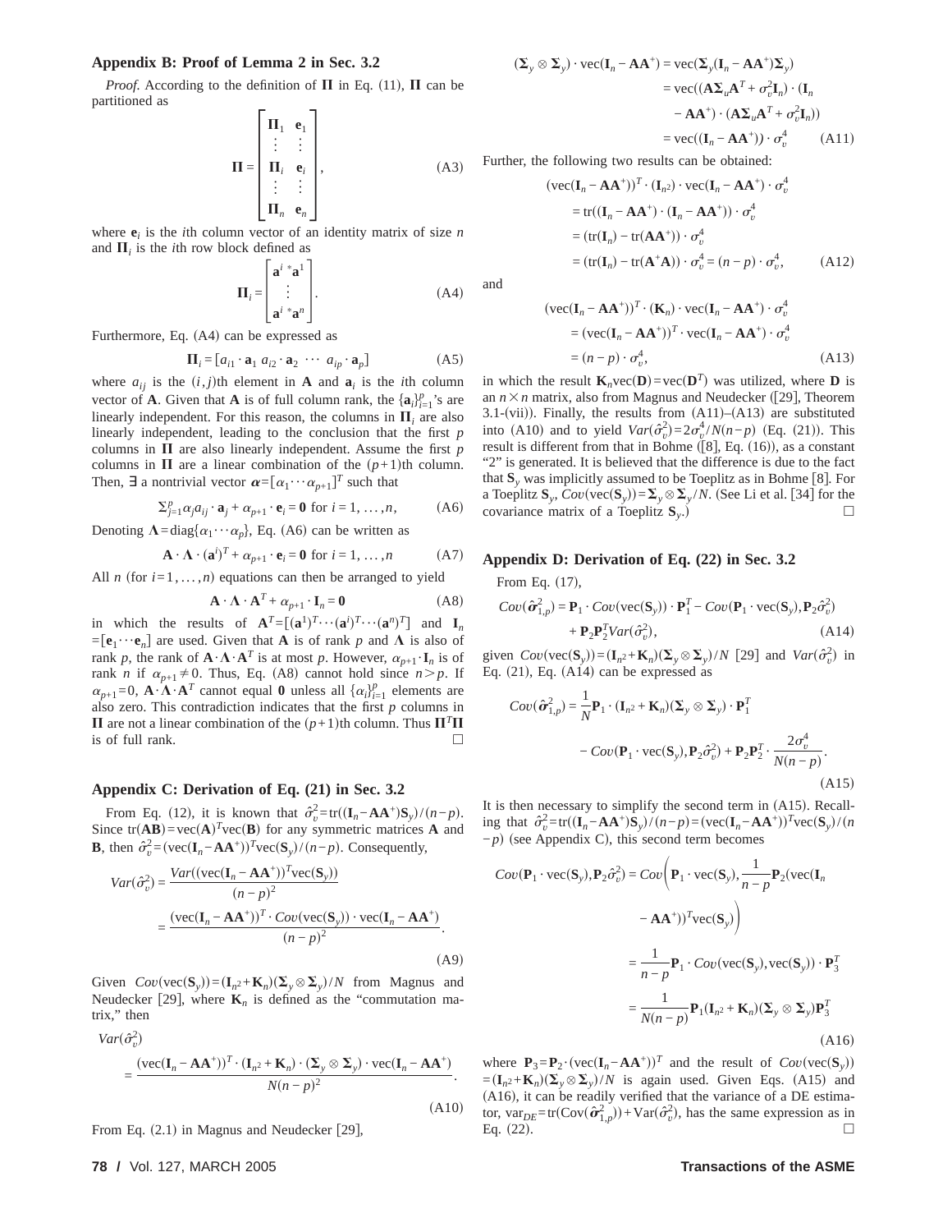## Appendix B: Proof of Lemma 2 in Sec. 3.2

*Proof.* According to the definition of $\mathbf{\Pi}$ in Eq. (11), $\mathbf{\Pi}$ can be partitioned as

$$\mathbf{\Pi} = \begin{bmatrix} \mathbf{\Pi}_1 & \mathbf{e}_1 \\ \vdots & \vdots \\ \mathbf{\Pi}_i & \mathbf{e}_i \\ \vdots & \vdots \\ \mathbf{\Pi}_n & \mathbf{e}_n \end{bmatrix}, \tag{A3}$$

where $\mathbf{e}_i$ is the $i$th column vector of an identity matrix of size $n$ and $\mathbf{\Pi}_i$ is the $i$th row block defined as

$$\mathbf{\Pi}_i = \begin{bmatrix} \mathbf{a}^{i} * \mathbf{a}^{1} \\ \vdots \\ \mathbf{a}^{i} * \mathbf{a}^{n} \end{bmatrix}. \tag{A4}$$

Furthermore, Eq. (A4) can be expressed as

$$\mathbf{\Pi}_i = [a_{i1} \cdot \mathbf{a}_1 \ a_{i2} \cdot \mathbf{a}_2 \ \cdots \ a_{ip} \cdot \mathbf{a}_p] \tag{A5}$$

where $a_{ij}$ is the $(i,j)$th element in $\mathbf{A}$ and $\mathbf{a}_i$ is the $i$th column vector of $\mathbf{A}$. Given that $\mathbf{A}$ is of full column rank, the $\{\mathbf{a}_i\}_{i=1}^{p}$'s are linearly independent. For this reason, the columns in $\mathbf{\Pi}_i$ are also linearly independent, leading to the conclusion that the first $p$ columns in $\mathbf{\Pi}$ are also linearly independent. Assume the first $p$ columns in $\mathbf{\Pi}$ are a linear combination of the $(p+1)$th column. Then, $\exists$ a nontrivial vector $\boldsymbol{\alpha} = [\alpha_1 \cdots \alpha_{p+1}]^T$ such that

$$\Sigma_{j=1}^{p} \alpha_j a_{ij} \cdot \mathbf{a}_j + \alpha_{p+1} \cdot \mathbf{e}_i = \mathbf{0} \text{ for } i = 1, \ldots, n, \tag{A6}$$

Denoting $\mathbf{\Lambda} = \text{diag}\{\alpha_1 \cdots \alpha_p\}$, Eq. (A6) can be written as

$$\mathbf{A} \cdot \mathbf{\Lambda} \cdot (\mathbf{a}^{i})^T + \alpha_{p+1} \cdot \mathbf{e}_i = \mathbf{0} \text{ for } i = 1, \ldots, n \tag{A7}$$

All $n$ (for $i = 1, \ldots, n$) equations can then be arranged to yield

$$\mathbf{A} \cdot \mathbf{\Lambda} \cdot \mathbf{A}^T + \alpha_{p+1} \cdot \mathbf{I}_n = \mathbf{0} \tag{A8}$$

in which the results of $\mathbf{A}^T = [(\mathbf{a}^1)^T \cdots (\mathbf{a}^i)^T \cdots (\mathbf{a}^n)^T]$ and $\mathbf{I}_n = [\mathbf{e}_1 \cdots \mathbf{e}_n]$ are used. Given that $\mathbf{A}$ is of rank $p$ and $\mathbf{\Lambda}$ is also of rank $p$, the rank of $\mathbf{A} \cdot \mathbf{\Lambda} \cdot \mathbf{A}^T$ is at most $p$. However, $\alpha_{p+1} \cdot \mathbf{I}_n$ is of rank $n$ if $\alpha_{p+1} \neq 0$. Thus, Eq. (A8) cannot hold since $n > p$. If $\alpha_{p+1} = 0$, $\mathbf{A} \cdot \mathbf{\Lambda} \cdot \mathbf{A}^T$ cannot equal $\mathbf{0}$ unless all $\{\alpha_i\}_{i=1}^{p}$ elements are also zero. This contradiction indicates that the first $p$ columns in $\mathbf{\Pi}$ are not a linear combination of the $(p+1)$th column. Thus $\mathbf{\Pi}^T \mathbf{\Pi}$ is of full rank. □

## Appendix C: Derivation of Eq. (21) in Sec. 3.2

From Eq. (12), it is known that $\hat{\sigma}_v^2 = \text{tr}((\mathbf{I}_n - \mathbf{A}\mathbf{A}^+)\mathbf{S}_y)/(n-p)$. Since $\text{tr}(\mathbf{AB}) = \text{vec}(\mathbf{A})^T \text{vec}(\mathbf{B})$ for any symmetric matrices $\mathbf{A}$ and $\mathbf{B}$, then $\hat{\sigma}_v^2 = (\text{vec}(\mathbf{I}_n - \mathbf{A}\mathbf{A}^+))^T \text{vec}(\mathbf{S}_y)/(n-p)$. Consequently,

$$\begin{aligned} Var(\hat{\sigma}_v^2) &= \frac{Var((\text{vec}(\mathbf{I}_n - \mathbf{A}\mathbf{A}^+))^T \text{vec}(\mathbf{S}_y))}{(n-p)^2} \\ &= \frac{(\text{vec}(\mathbf{I}_n - \mathbf{A}\mathbf{A}^+))^T \cdot Cov(\text{vec}(\mathbf{S}_y)) \cdot \text{vec}(\mathbf{I}_n - \mathbf{A}\mathbf{A}^+)}{(n-p)^2}. \end{aligned} \tag{A9}$$

Given $Cov(\text{vec}(\mathbf{S}_y)) = (\mathbf{I}_{n^2} + \mathbf{K}_n)(\mathbf{\Sigma}_y \otimes \mathbf{\Sigma}_y)/N$ from Magnus and Neudecker [29], where $\mathbf{K}_n$ is defined as the "commutation matrix," then

$$Var(\hat{\sigma}_v^2) = \frac{(\text{vec}(\mathbf{I}_n - \mathbf{A}\mathbf{A}^+))^T \cdot (\mathbf{I}_{n^2} + \mathbf{K}_n) \cdot (\mathbf{\Sigma}_y \otimes \mathbf{\Sigma}_y) \cdot \text{vec}(\mathbf{I}_n - \mathbf{A}\mathbf{A}^+)}{N(n-p)^2}. \tag{A10}$$

From Eq. (2.1) in Magnus and Neudecker [29],

$$\begin{aligned} (\mathbf{\Sigma}_y \otimes \mathbf{\Sigma}_y) \cdot \text{vec}(\mathbf{I}_n - \mathbf{A}\mathbf{A}^+) &= \text{vec}(\mathbf{\Sigma}_y(\mathbf{I}_n - \mathbf{A}\mathbf{A}^+)\mathbf{\Sigma}_y) \\ &= \text{vec}((\mathbf{A}\mathbf{\Sigma}_u\mathbf{A}^T + \sigma_v^2\mathbf{I}_n) \cdot (\mathbf{I}_n - \mathbf{A}\mathbf{A}^+) \cdot (\mathbf{A}\mathbf{\Sigma}_u\mathbf{A}^T + \sigma_v^2\mathbf{I}_n)) \\ &= \text{vec}((\mathbf{I}_n - \mathbf{A}\mathbf{A}^+)) \cdot \sigma_v^4 \end{aligned} \tag{A11}$$

Further, the following two results can be obtained:

$$\begin{aligned} &(\text{vec}(\mathbf{I}_n - \mathbf{A}\mathbf{A}^+))^T \cdot (\mathbf{I}_{n^2}) \cdot \text{vec}(\mathbf{I}_n - \mathbf{A}\mathbf{A}^+) \cdot \sigma_v^4 \\ &= \text{tr}((\mathbf{I}_n - \mathbf{A}\mathbf{A}^+) \cdot (\mathbf{I}_n - \mathbf{A}\mathbf{A}^+)) \cdot \sigma_v^4 \\ &= (\text{tr}(\mathbf{I}_n) - \text{tr}(\mathbf{A}\mathbf{A}^+)) \cdot \sigma_v^4 \\ &= (\text{tr}(\mathbf{I}_n) - \text{tr}(\mathbf{A}^+\mathbf{A})) \cdot \sigma_v^4 = (n-p) \cdot \sigma_v^4, \end{aligned} \tag{A12}$$

and

$$\begin{aligned} &(\text{vec}(\mathbf{I}_n - \mathbf{A}\mathbf{A}^+))^T \cdot (\mathbf{K}_n) \cdot \text{vec}(\mathbf{I}_n - \mathbf{A}\mathbf{A}^+) \cdot \sigma_v^4 \\ &= (\text{vec}(\mathbf{I}_n - \mathbf{A}\mathbf{A}^+))^T \cdot \text{vec}(\mathbf{I}_n - \mathbf{A}\mathbf{A}^+) \cdot \sigma_v^4 \\ &= (n-p) \cdot \sigma_v^4, \end{aligned} \tag{A13}$$

in which the result $\mathbf{K}_n \text{vec}(\mathbf{D}) = \text{vec}(\mathbf{D}^T)$ was utilized, where $\mathbf{D}$ is an $n \times n$ matrix, also from Magnus and Neudecker ([29], Theorem 3.1-(vii)). Finally, the results from (A11)–(A13) are substituted into (A10) and to yield $Var(\hat{\sigma}_v^2) = 2\sigma_v^4/N(n-p)$ (Eq. (21)). This result is different from that in Bohme ([8], Eq. (16)), as a constant "2" is generated. It is believed that the difference is due to the fact that $\mathbf{S}_y$ was implicitly assumed to be Toeplitz as in Bohme [8]. For a Toeplitz $\mathbf{S}_y$, $Cov(\text{vec}(\mathbf{S}_y)) = \mathbf{\Sigma}_y \otimes \mathbf{\Sigma}_y/N$. (See Li et al. [34] for the covariance matrix of a Toeplitz $\mathbf{S}_y$.) □

## Appendix D: Derivation of Eq. (22) in Sec. 3.2

From Eq. (17),

$$Cov(\hat{\boldsymbol{\sigma}}_{1,p}^2) = \mathbf{P}_1 \cdot Cov(\text{vec}(\mathbf{S}_y)) \cdot \mathbf{P}_1^T - Cov(\mathbf{P}_1 \cdot \text{vec}(\mathbf{S}_y), \mathbf{P}_2\hat{\sigma}_v^2) + \mathbf{P}_2\mathbf{P}_2^T Var(\hat{\sigma}_v^2), \tag{A14}$$

given $Cov(\text{vec}(\mathbf{S}_y)) = (\mathbf{I}_{n^2} + \mathbf{K}_n)(\mathbf{\Sigma}_y \otimes \mathbf{\Sigma}_y)/N$ [29] and $Var(\hat{\sigma}_v^2)$ in Eq. (21), Eq. (A14) can be expressed as

$$Cov(\hat{\boldsymbol{\sigma}}_{1,p}^2) = \frac{1}{N}\mathbf{P}_1 \cdot (\mathbf{I}_{n^2} + \mathbf{K}_n)(\mathbf{\Sigma}_y \otimes \mathbf{\Sigma}_y) \cdot \mathbf{P}_1^T - Cov(\mathbf{P}_1 \cdot \text{vec}(\mathbf{S}_y), \mathbf{P}_2\hat{\sigma}_v^2) + \mathbf{P}_2\mathbf{P}_2^T \cdot \frac{2\sigma_v^4}{N(n-p)}. \tag{A15}$$

It is then necessary to simplify the second term in (A15). Recalling that $\hat{\sigma}_v^2 = \text{tr}((\mathbf{I}_n - \mathbf{A}\mathbf{A}^+)\mathbf{S}_y)/(n-p) = (\text{vec}(\mathbf{I}_n - \mathbf{A}\mathbf{A}^+))^T \text{vec}(\mathbf{S}_y)/(n-p)$ (see Appendix C), this second term becomes

$$\begin{aligned} Cov(\mathbf{P}_1 \cdot \text{vec}(\mathbf{S}_y), \mathbf{P}_2\hat{\sigma}_v^2) &= Cov\left(\mathbf{P}_1 \cdot \text{vec}(\mathbf{S}_y), \frac{1}{n-p}\mathbf{P}_2(\text{vec}(\mathbf{I}_n - \mathbf{A}\mathbf{A}^+))^T \text{vec}(\mathbf{S}_y)\right) \\ &= \frac{1}{n-p}\mathbf{P}_1 \cdot Cov(\text{vec}(\mathbf{S}_y), \text{vec}(\mathbf{S}_y)) \cdot \mathbf{P}_3^T \\ &= \frac{1}{N(n-p)}\mathbf{P}_1(\mathbf{I}_{n^2} + \mathbf{K}_n)(\mathbf{\Sigma}_y \otimes \mathbf{\Sigma}_y)\mathbf{P}_3^T \end{aligned} \tag{A16}$$

where $\mathbf{P}_3 = \mathbf{P}_2 \cdot (\text{vec}(\mathbf{I}_n - \mathbf{A}\mathbf{A}^+))^T$ and the result of $Cov(\text{vec}(\mathbf{S}_y)) = (\mathbf{I}_{n^2} + \mathbf{K}_n)(\mathbf{\Sigma}_y \otimes \mathbf{\Sigma}_y)/N$ is again used. Given Eqs. (A15) and (A16), it can be readily verified that the variance of a DE estimator, $\text{var}_{DE} = \text{tr}(\text{Cov}(\hat{\boldsymbol{\sigma}}_{1,p}^2)) + \text{Var}(\hat{\sigma}_v^2)$, has the same expression as in Eq. (22). □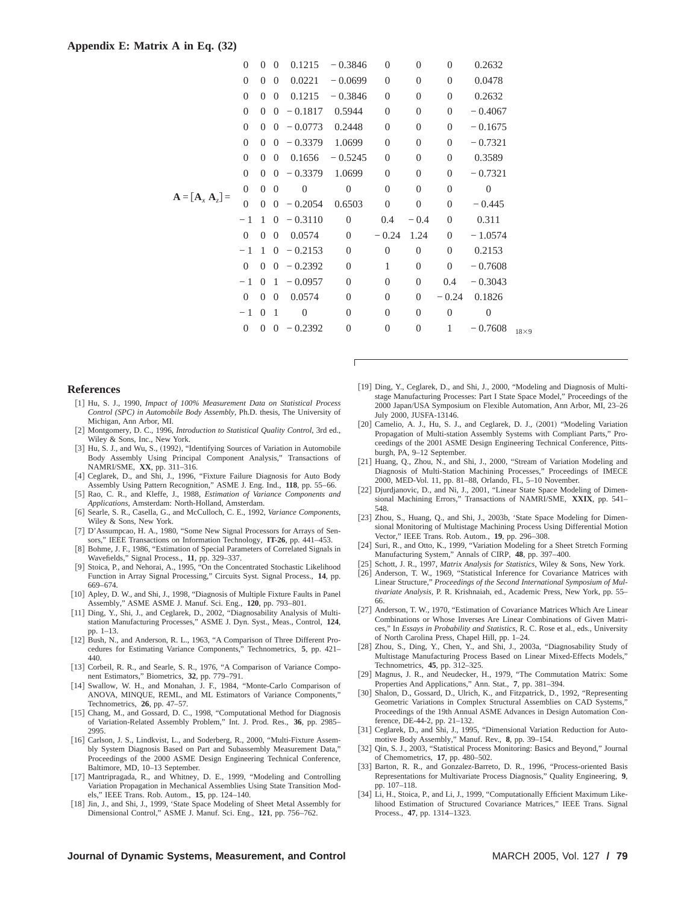### Appendix E: Matrix A in Eq. (32)

$$
\mathbf{A} = [\mathbf{A}_x \ \mathbf{A}_z] = \begin{bmatrix}
0 & 0 & 0 & 0.1215 & -0.3846 & 0 & 0 & 0 & 0.2632 \\
0 & 0 & 0 & 0.0221 & -0.0699 & 0 & 0 & 0 & 0.0478 \\
0 & 0 & 0 & 0.1215 & -0.3846 & 0 & 0 & 0 & 0.2632 \\
0 & 0 & 0 & -0.1817 & 0.5944 & 0 & 0 & 0 & -0.4067 \\
0 & 0 & 0 & -0.0773 & 0.2448 & 0 & 0 & 0 & -0.1675 \\
0 & 0 & 0 & -0.3379 & 1.0699 & 0 & 0 & 0 & -0.7321 \\
0 & 0 & 0 & 0.1656 & -0.5245 & 0 & 0 & 0 & 0.3589 \\
0 & 0 & 0 & -0.3379 & 1.0699 & 0 & 0 & 0 & -0.7321 \\
0 & 0 & 0 & 0 & 0 & 0 & 0 & 0 & 0 \\
0 & 0 & 0 & -0.2054 & 0.6503 & 0 & 0 & 0 & -0.445 \\
-1 & 1 & 0 & -0.3110 & 0 & 0.4 & -0.4 & 0 & 0.311 \\
0 & 0 & 0 & 0.0574 & 0 & -0.24 & 1.24 & 0 & -1.0574 \\
-1 & 1 & 0 & -0.2153 & 0 & 0 & 0 & 0 & 0.2153 \\
0 & 0 & 0 & -0.2392 & 0 & 1 & 0 & 0 & -0.7608 \\
-1 & 0 & 1 & -0.0957 & 0 & 0 & 0 & 0.4 & -0.3043 \\
0 & 0 & 0 & 0.0574 & 0 & 0 & 0 & -0.24 & 0.1826 \\
-1 & 0 & 1 & 0 & 0 & 0 & 0 & 0 & 0 \\
0 & 0 & 0 & -0.2392 & 0 & 0 & 0 & 1 & -0.7608
\end{bmatrix}_{18\times 9}
$$

## References

[1] Hu, S. J., 1990, *Impact of 100% Measurement Data on Statistical Process Control (SPC) in Automobile Body Assembly*, Ph.D. thesis, The University of Michigan, Ann Arbor, MI.

[2] Montgomery, D. C., 1996, *Introduction to Statistical Quality Control*, 3rd ed., Wiley & Sons, Inc., New York.

[3] Hu, S. J., and Wu, S., (1992), "Identifying Sources of Variation in Automobile Body Assembly Using Principal Component Analysis," Transactions of NAMRI/SME, **XX**, pp. 311–316.

[4] Ceglarek, D., and Shi, J., 1996, "Fixture Failure Diagnosis for Auto Body Assembly Using Pattern Recognition," ASME J. Eng. Ind., **118**, pp. 55–66.

[5] Rao, C. R., and Kleffe, J., 1988, *Estimation of Variance Components and Applications*, Amsterdam: North-Holland, Amsterdam.

[6] Searle, S. R., Casella, G., and McCulloch, C. E., 1992, *Variance Components*, Wiley & Sons, New York.

[7] D'Assumpcao, H. A., 1980, "Some New Signal Processors for Arrays of Sensors," IEEE Transactions on Information Technology, **IT-26**, pp. 441–453.

[8] Bohme, J. F., 1986, "Estimation of Special Parameters of Correlated Signals in Wavefields," Signal Process., **11**, pp. 329–337.

[9] Stoica, P., and Nehorai, A., 1995, "On the Concentrated Stochastic Likelihood Function in Array Signal Processing," Circuits Syst. Signal Process., **14**, pp. 669–674.

[10] Apley, D. W., and Shi, J., 1998, "Diagnosis of Multiple Fixture Faults in Panel Assembly," ASME ASME J. Manuf. Sci. Eng., **120**, pp. 793–801.

[11] Ding, Y., Shi, J., and Ceglarek, D., 2002, "Diagnosability Analysis of Multi-station Manufacturing Processes," ASME J. Dyn. Syst., Meas., Control, **124**, pp. 1–13.

[12] Bush, N., and Anderson, R. L., 1963, "A Comparison of Three Different Procedures for Estimating Variance Components," Technometrics, **5**, pp. 421–440.

[13] Corbeil, R. R., and Searle, S. R., 1976, "A Comparison of Variance Component Estimators," Biometrics, **32**, pp. 779–791.

[14] Swallow, W. H., and Monahan, J. F., 1984, "Monte-Carlo Comparison of ANOVA, MINQUE, REML, and ML Estimators of Variance Components," Technometrics, **26**, pp. 47–57.

[15] Chang, M., and Gossard, D. C., 1998, "Computational Method for Diagnosis of Variation-Related Assembly Problem," Int. J. Prod. Res., **36**, pp. 2985–2995.

[16] Carlson, J. S., Lindkvist, L., and Soderberg, R., 2000, "Multi-Fixture Assembly System Diagnosis Based on Part and Subassembly Measurement Data," Proceedings of the 2000 ASME Design Engineering Technical Conference, Baltimore, MD, 10–13 September.

[17] Mantripragada, R., and Whitney, D. E., 1999, "Modeling and Controlling Variation Propagation in Mechanical Assemblies Using State Transition Models," IEEE Trans. Rob. Autom., **15**, pp. 124–140.

[18] Jin, J., and Shi, J., 1999, 'State Space Modeling of Sheet Metal Assembly for Dimensional Control," ASME J. Manuf. Sci. Eng., **121**, pp. 756–762.

[19] Ding, Y., Ceglarek, D., and Shi, J., 2000, "Modeling and Diagnosis of Multistage Manufacturing Processes: Part I State Space Model," Proceedings of the 2000 Japan/USA Symposium on Flexible Automation, Ann Arbor, MI, 23–26 July 2000, JUSFA-13146.

[20] Camelio, A. J., Hu, S. J., and Ceglarek, D. J., (2001) "Modeling Variation Propagation of Multi-station Assembly Systems with Compliant Parts," Proceedings of the 2001 ASME Design Engineering Technical Conference, Pittsburgh, PA, 9–12 September.

[21] Huang, Q., Zhou, N., and Shi, J., 2000, "Stream of Variation Modeling and Diagnosis of Multi-Station Machining Processes," Proceedings of IMECE 2000, MED-Vol. 11, pp. 81–88, Orlando, FL, 5–10 November.

[22] Djurdjanovic, D., and Ni, J., 2001, "Linear State Space Modeling of Dimensional Machining Errors," Transactions of NAMRI/SME, **XXIX**, pp. 541–548.

[23] Zhou, S., Huang, Q., and Shi, J., 2003b, 'State Space Modeling for Dimensional Monitoring of Multistage Machining Process Using Differential Motion Vector," IEEE Trans. Rob. Autom., **19**, pp. 296–308.

[24] Suri, R., and Otto, K., 1999, "Variation Modeling for a Sheet Stretch Forming Manufacturing System," Annals of CIRP, **48**, pp. 397–400.

[25] Schott, J. R., 1997, *Matrix Analysis for Statistics*, Wiley & Sons, New York.

[26] Anderson, T. W., 1969, "Statistical Inference for Covariance Matrices with Linear Structure," *Proceedings of the Second International Symposium of Multivariate Analysis*, P. R. Krishnaiah, ed., Academic Press, New York, pp. 55–66.

[27] Anderson, T. W., 1970, "Estimation of Covariance Matrices Which Are Linear Combinations or Whose Inverses Are Linear Combinations of Given Matrices," In *Essays in Probability and Statistics*, R. C. Rose et al., eds., University of North Carolina Press, Chapel Hill, pp. 1–24.

[28] Zhou, S., Ding, Y., Chen, Y., and Shi, J., 2003a, "Diagnosability Study of Multistage Manufacturing Process Based on Linear Mixed-Effects Models," Technometrics, **45**, pp. 312–325.

[29] Magnus, J. R., and Neudecker, H., 1979, "The Commutation Matrix: Some Properties And Applications," Ann. Stat., **7**, pp. 381–394.

[30] Shalon, D., Gossard, D., Ulrich, K., and Fitzpatrick, D., 1992, "Representing Geometric Variations in Complex Structural Assemblies on CAD Systems," Proceedings of the 19th Annual ASME Advances in Design Automation Conference, DE-44-2, pp. 21–132.

[31] Ceglarek, D., and Shi, J., 1995, "Dimensional Variation Reduction for Automotive Body Assembly," Manuf. Rev., **8**, pp. 39–154.

[32] Qin, S. J., 2003, "Statistical Process Monitoring: Basics and Beyond," Journal of Chemometrics, **17**, pp. 480–502.

[33] Barton, R. R., and Gonzalez-Barreto, D. R., 1996, "Process-oriented Basis Representations for Multivariate Process Diagnostics," Quality Engineering, **9**, pp. 107–118.

[34] Li, H., Stoica, P., and Li, J., 1999, "Computationally Efficient Maximum Likelihood Estimation of Structured Covariance Matrices," IEEE Trans. Signal Process., **47**, pp. 1314–1323.